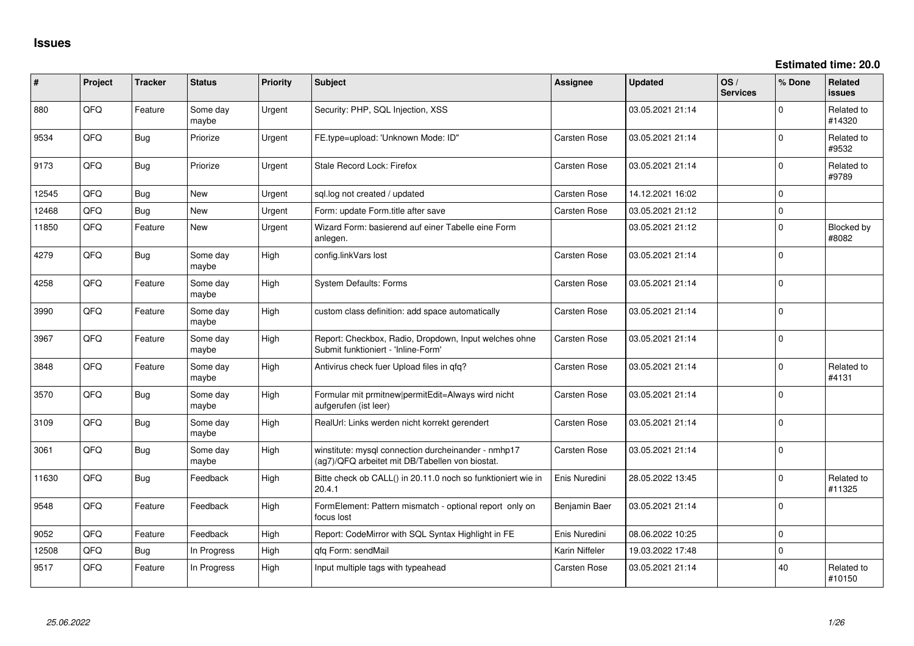# Issues

**Estimated time: 20.0**

| # | Project | Tracker | Status | Priority | Subject | Assignee | Updated | OS / Services | % Done | Related issues |
|---|---|---|---|---|---|---|---|---|---|---|
| 880 | QFQ | Feature | Some day maybe | Urgent | Security: PHP, SQL Injection, XSS | | 03.05.2021 21:14 | | 0 | Related to #14320 |
| 9534 | QFQ | Bug | Priorize | Urgent | FE.type=upload: 'Unknown Mode: ID" | Carsten Rose | 03.05.2021 21:14 | | 0 | Related to #9532 |
| 9173 | QFQ | Bug | Priorize | Urgent | Stale Record Lock: Firefox | Carsten Rose | 03.05.2021 21:14 | | 0 | Related to #9789 |
| 12545 | QFQ | Bug | New | Urgent | sql.log not created / updated | Carsten Rose | 14.12.2021 16:02 | | 0 | |
| 12468 | QFQ | Bug | New | Urgent | Form: update Form.title after save | Carsten Rose | 03.05.2021 21:12 | | 0 | |
| 11850 | QFQ | Feature | New | Urgent | Wizard Form: basierend auf einer Tabelle eine Form anlegen. | | 03.05.2021 21:12 | | 0 | Blocked by #8082 |
| 4279 | QFQ | Bug | Some day maybe | High | config.linkVars lost | Carsten Rose | 03.05.2021 21:14 | | 0 | |
| 4258 | QFQ | Feature | Some day maybe | High | System Defaults: Forms | Carsten Rose | 03.05.2021 21:14 | | 0 | |
| 3990 | QFQ | Feature | Some day maybe | High | custom class definition: add space automatically | Carsten Rose | 03.05.2021 21:14 | | 0 | |
| 3967 | QFQ | Feature | Some day maybe | High | Report: Checkbox, Radio, Dropdown, Input welches ohne Submit funktioniert - 'Inline-Form' | Carsten Rose | 03.05.2021 21:14 | | 0 | |
| 3848 | QFQ | Feature | Some day maybe | High | Antivirus check fuer Upload files in qfq? | Carsten Rose | 03.05.2021 21:14 | | 0 | Related to #4131 |
| 3570 | QFQ | Bug | Some day maybe | High | Formular mit prmitnew\|permitEdit=Always wird nicht aufgerufen (ist leer) | Carsten Rose | 03.05.2021 21:14 | | 0 | |
| 3109 | QFQ | Bug | Some day maybe | High | RealUrl: Links werden nicht korrekt gerendert | Carsten Rose | 03.05.2021 21:14 | | 0 | |
| 3061 | QFQ | Bug | Some day maybe | High | winstitute: mysql connection durcheinander - nmhp17 (ag7)/QFQ arbeitet mit DB/Tabellen von biostat. | Carsten Rose | 03.05.2021 21:14 | | 0 | |
| 11630 | QFQ | Bug | Feedback | High | Bitte check ob CALL() in 20.11.0 noch so funktioniert wie in 20.4.1 | Enis Nuredini | 28.05.2022 13:45 | | 0 | Related to #11325 |
| 9548 | QFQ | Feature | Feedback | High | FormElement: Pattern mismatch - optional report only on focus lost | Benjamin Baer | 03.05.2021 21:14 | | 0 | |
| 9052 | QFQ | Feature | Feedback | High | Report: CodeMirror with SQL Syntax Highlight in FE | Enis Nuredini | 08.06.2022 10:25 | | 0 | |
| 12508 | QFQ | Bug | In Progress | High | qfq Form: sendMail | Karin Niffeler | 19.03.2022 17:48 | | 0 | |
| 9517 | QFQ | Feature | In Progress | High | Input multiple tags with typeahead | Carsten Rose | 03.05.2021 21:14 | | 40 | Related to #10150 |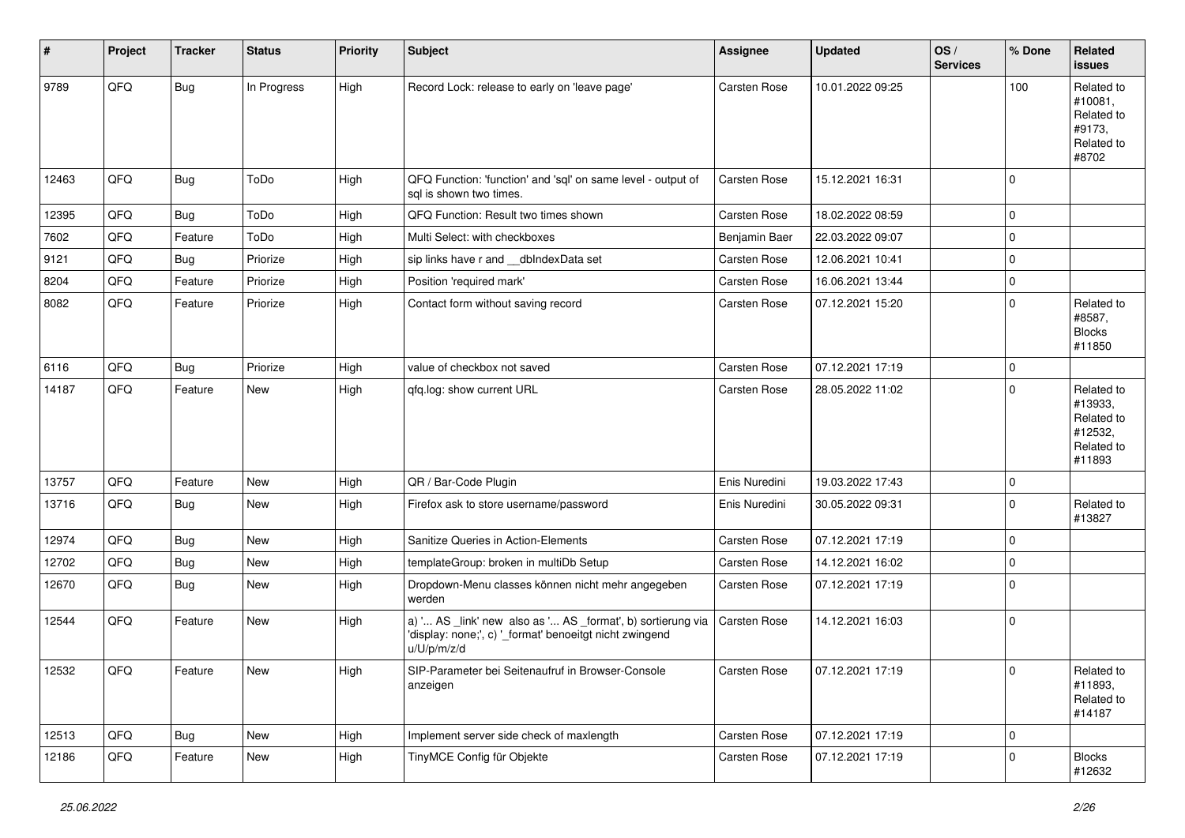| # | Project | Tracker | Status | Priority | Subject | Assignee | Updated | OS / Services | % Done | Related issues |
|---|---|---|---|---|---|---|---|---|---|---|
| 9789 | QFQ | Bug | In Progress | High | Record Lock: release to early on 'leave page' | Carsten Rose | 10.01.2022 09:25 | | 100 | Related to #10081, Related to #9173, Related to #8702 |
| 12463 | QFQ | Bug | ToDo | High | QFQ Function: 'function' and 'sql' on same level - output of sql is shown two times. | Carsten Rose | 15.12.2021 16:31 | | 0 | |
| 12395 | QFQ | Bug | ToDo | High | QFQ Function: Result two times shown | Carsten Rose | 18.02.2022 08:59 | | 0 | |
| 7602 | QFQ | Feature | ToDo | High | Multi Select: with checkboxes | Benjamin Baer | 22.03.2022 09:07 | | 0 | |
| 9121 | QFQ | Bug | Priorize | High | sip links have r and __dbIndexData set | Carsten Rose | 12.06.2021 10:41 | | 0 | |
| 8204 | QFQ | Feature | Priorize | High | Position 'required mark' | Carsten Rose | 16.06.2021 13:44 | | 0 | |
| 8082 | QFQ | Feature | Priorize | High | Contact form without saving record | Carsten Rose | 07.12.2021 15:20 | | 0 | Related to #8587, Blocks #11850 |
| 6116 | QFQ | Bug | Priorize | High | value of checkbox not saved | Carsten Rose | 07.12.2021 17:19 | | 0 | |
| 14187 | QFQ | Feature | New | High | qfq.log: show current URL | Carsten Rose | 28.05.2022 11:02 | | 0 | Related to #13933, Related to #12532, Related to #11893 |
| 13757 | QFQ | Feature | New | High | QR / Bar-Code Plugin | Enis Nuredini | 19.03.2022 17:43 | | 0 | |
| 13716 | QFQ | Bug | New | High | Firefox ask to store username/password | Enis Nuredini | 30.05.2022 09:31 | | 0 | Related to #13827 |
| 12974 | QFQ | Bug | New | High | Sanitize Queries in Action-Elements | Carsten Rose | 07.12.2021 17:19 | | 0 | |
| 12702 | QFQ | Bug | New | High | templateGroup: broken in multiDb Setup | Carsten Rose | 14.12.2021 16:02 | | 0 | |
| 12670 | QFQ | Bug | New | High | Dropdown-Menu classes können nicht mehr angegeben werden | Carsten Rose | 07.12.2021 17:19 | | 0 | |
| 12544 | QFQ | Feature | New | High | a) '... AS _link' new also as '... AS _format', b) sortierung via 'display: none;', c) '_format' benoeitgt nicht zwingend u/U/p/m/z/d | Carsten Rose | 14.12.2021 16:03 | | 0 | |
| 12532 | QFQ | Feature | New | High | SIP-Parameter bei Seitenaufruf in Browser-Console anzeigen | Carsten Rose | 07.12.2021 17:19 | | 0 | Related to #11893, Related to #14187 |
| 12513 | QFQ | Bug | New | High | Implement server side check of maxlength | Carsten Rose | 07.12.2021 17:19 | | 0 | |
| 12186 | QFQ | Feature | New | High | TinyMCE Config für Objekte | Carsten Rose | 07.12.2021 17:19 | | 0 | Blocks #12632 |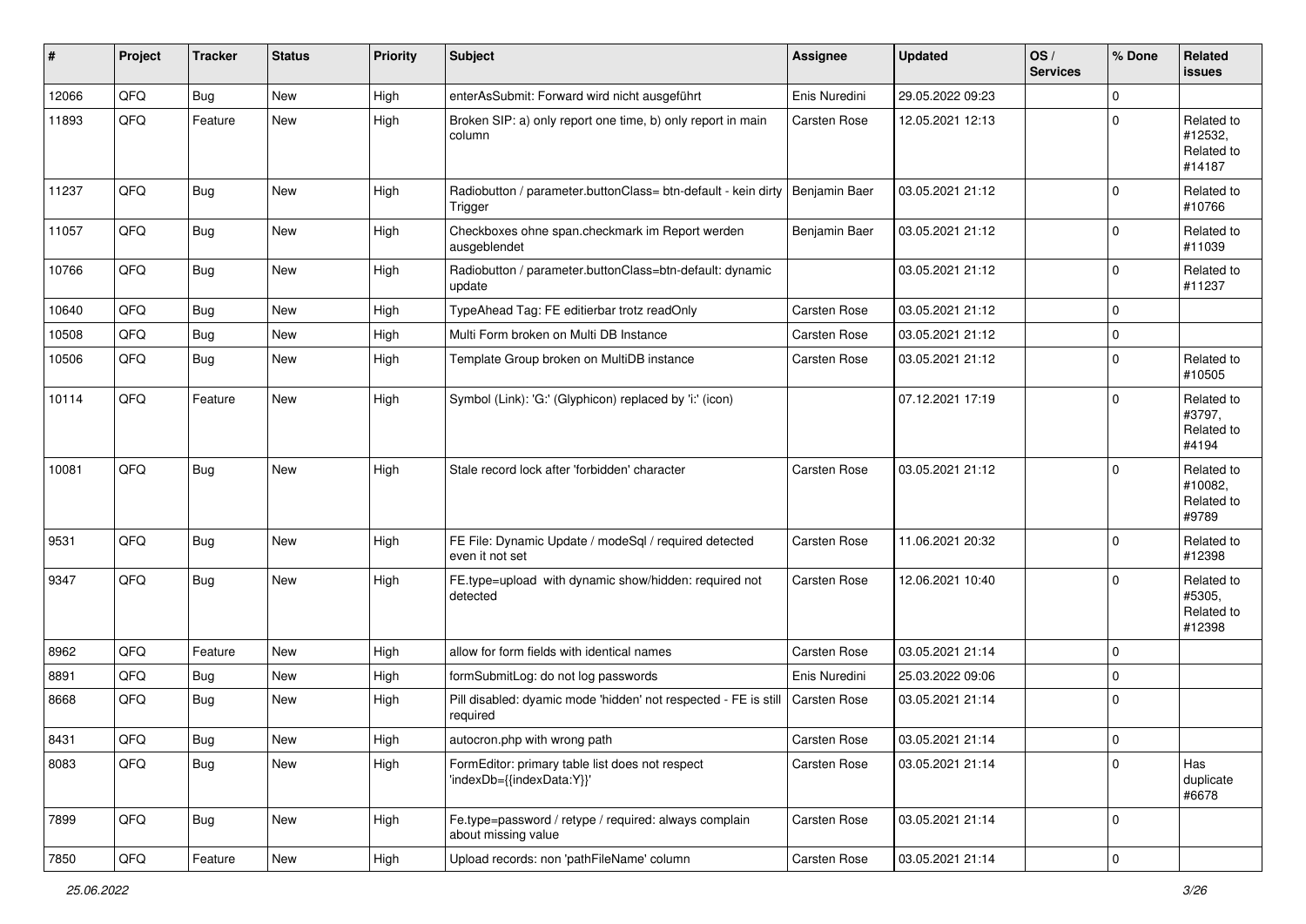| # | Project | Tracker | Status | Priority | Subject | Assignee | Updated | OS / Services | % Done | Related issues |
|---|---|---|---|---|---|---|---|---|---|---|
| 12066 | QFQ | Bug | New | High | enterAsSubmit: Forward wird nicht ausgeführt | Enis Nuredini | 29.05.2022 09:23 | | 0 | |
| 11893 | QFQ | Feature | New | High | Broken SIP: a) only report one time, b) only report in main column | Carsten Rose | 12.05.2021 12:13 | | 0 | Related to #12532, Related to #14187 |
| 11237 | QFQ | Bug | New | High | Radiobutton / parameter.buttonClass= btn-default - kein dirty Trigger | Benjamin Baer | 03.05.2021 21:12 | | 0 | Related to #10766 |
| 11057 | QFQ | Bug | New | High | Checkboxes ohne span.checkmark im Report werden ausgeblendet | Benjamin Baer | 03.05.2021 21:12 | | 0 | Related to #11039 |
| 10766 | QFQ | Bug | New | High | Radiobutton / parameter.buttonClass=btn-default: dynamic update | | 03.05.2021 21:12 | | 0 | Related to #11237 |
| 10640 | QFQ | Bug | New | High | TypeAhead Tag: FE editierbar trotz readOnly | Carsten Rose | 03.05.2021 21:12 | | 0 | |
| 10508 | QFQ | Bug | New | High | Multi Form broken on Multi DB Instance | Carsten Rose | 03.05.2021 21:12 | | 0 | |
| 10506 | QFQ | Bug | New | High | Template Group broken on MultiDB instance | Carsten Rose | 03.05.2021 21:12 | | 0 | Related to #10505 |
| 10114 | QFQ | Feature | New | High | Symbol (Link): 'G:' (Glyphicon) replaced by 'i:' (icon) | | 07.12.2021 17:19 | | 0 | Related to #3797, Related to #4194 |
| 10081 | QFQ | Bug | New | High | Stale record lock after 'forbidden' character | Carsten Rose | 03.05.2021 21:12 | | 0 | Related to #10082, Related to #9789 |
| 9531 | QFQ | Bug | New | High | FE File: Dynamic Update / modeSql / required detected even it not set | Carsten Rose | 11.06.2021 20:32 | | 0 | Related to #12398 |
| 9347 | QFQ | Bug | New | High | FE.type=upload with dynamic show/hidden: required not detected | Carsten Rose | 12.06.2021 10:40 | | 0 | Related to #5305, Related to #12398 |
| 8962 | QFQ | Feature | New | High | allow for form fields with identical names | Carsten Rose | 03.05.2021 21:14 | | 0 | |
| 8891 | QFQ | Bug | New | High | formSubmitLog: do not log passwords | Enis Nuredini | 25.03.2022 09:06 | | 0 | |
| 8668 | QFQ | Bug | New | High | Pill disabled: dyamic mode 'hidden' not respected - FE is still required | Carsten Rose | 03.05.2021 21:14 | | 0 | |
| 8431 | QFQ | Bug | New | High | autocron.php with wrong path | Carsten Rose | 03.05.2021 21:14 | | 0 | |
| 8083 | QFQ | Bug | New | High | FormEditor: primary table list does not respect 'indexDb={{indexData:Y}}' | Carsten Rose | 03.05.2021 21:14 | | 0 | Has duplicate #6678 |
| 7899 | QFQ | Bug | New | High | Fe.type=password / retype / required: always complain about missing value | Carsten Rose | 03.05.2021 21:14 | | 0 | |
| 7850 | QFQ | Feature | New | High | Upload records: non 'pathFileName' column | Carsten Rose | 03.05.2021 21:14 | | 0 | |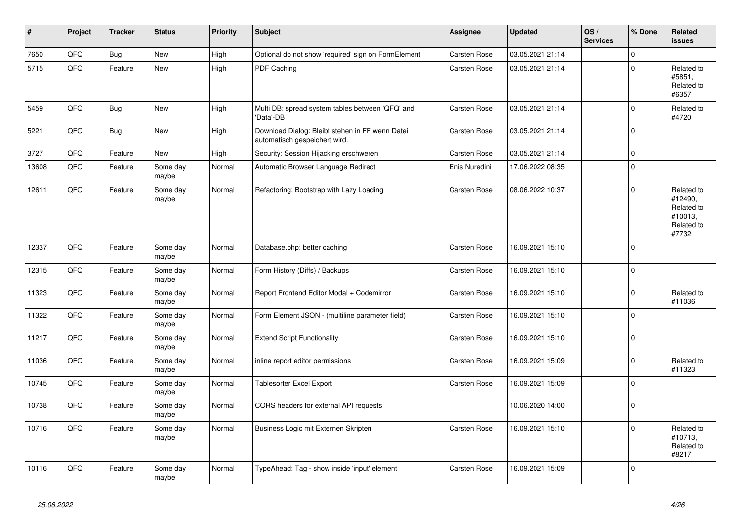| # | Project | Tracker | Status | Priority | Subject | Assignee | Updated | OS / Services | % Done | Related issues |
|---|---|---|---|---|---|---|---|---|---|---|
| 7650 | QFQ | Bug | New | High | Optional do not show 'required' sign on FormElement | Carsten Rose | 03.05.2021 21:14 | | 0 | |
| 5715 | QFQ | Feature | New | High | PDF Caching | Carsten Rose | 03.05.2021 21:14 | | 0 | Related to #5851, Related to #6357 |
| 5459 | QFQ | Bug | New | High | Multi DB: spread system tables between 'QFQ' and 'Data'-DB | Carsten Rose | 03.05.2021 21:14 | | 0 | Related to #4720 |
| 5221 | QFQ | Bug | New | High | Download Dialog: Bleibt stehen in FF wenn Datei automatisch gespeichert wird. | Carsten Rose | 03.05.2021 21:14 | | 0 | |
| 3727 | QFQ | Feature | New | High | Security: Session Hijacking erschweren | Carsten Rose | 03.05.2021 21:14 | | 0 | |
| 13608 | QFQ | Feature | Some day maybe | Normal | Automatic Browser Language Redirect | Enis Nuredini | 17.06.2022 08:35 | | 0 | |
| 12611 | QFQ | Feature | Some day maybe | Normal | Refactoring: Bootstrap with Lazy Loading | Carsten Rose | 08.06.2022 10:37 | | 0 | Related to #12490, Related to #10013, Related to #7732 |
| 12337 | QFQ | Feature | Some day maybe | Normal | Database.php: better caching | Carsten Rose | 16.09.2021 15:10 | | 0 | |
| 12315 | QFQ | Feature | Some day maybe | Normal | Form History (Diffs) / Backups | Carsten Rose | 16.09.2021 15:10 | | 0 | |
| 11323 | QFQ | Feature | Some day maybe | Normal | Report Frontend Editor Modal + Codemirror | Carsten Rose | 16.09.2021 15:10 | | 0 | Related to #11036 |
| 11322 | QFQ | Feature | Some day maybe | Normal | Form Element JSON - (multiline parameter field) | Carsten Rose | 16.09.2021 15:10 | | 0 | |
| 11217 | QFQ | Feature | Some day maybe | Normal | Extend Script Functionality | Carsten Rose | 16.09.2021 15:10 | | 0 | |
| 11036 | QFQ | Feature | Some day maybe | Normal | inline report editor permissions | Carsten Rose | 16.09.2021 15:09 | | 0 | Related to #11323 |
| 10745 | QFQ | Feature | Some day maybe | Normal | Tablesorter Excel Export | Carsten Rose | 16.09.2021 15:09 | | 0 | |
| 10738 | QFQ | Feature | Some day maybe | Normal | CORS headers for external API requests | | 10.06.2020 14:00 | | 0 | |
| 10716 | QFQ | Feature | Some day maybe | Normal | Business Logic mit Externen Skripten | Carsten Rose | 16.09.2021 15:10 | | 0 | Related to #10713, Related to #8217 |
| 10116 | QFQ | Feature | Some day maybe | Normal | TypeAhead: Tag - show inside 'input' element | Carsten Rose | 16.09.2021 15:09 | | 0 | |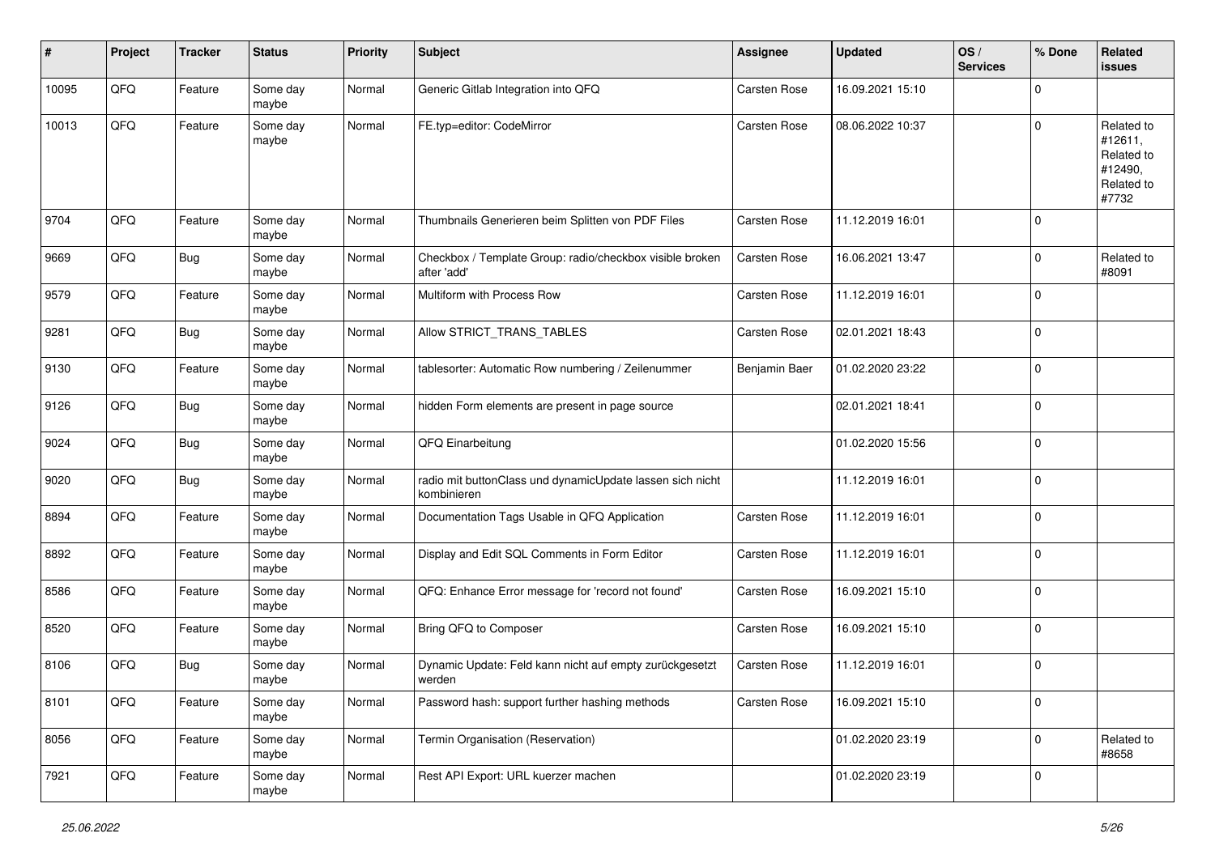| # | Project | Tracker | Status | Priority | Subject | Assignee | Updated | OS / Services | % Done | Related issues |
|---|---|---|---|---|---|---|---|---|---|---|
| 10095 | QFQ | Feature | Some day maybe | Normal | Generic Gitlab Integration into QFQ | Carsten Rose | 16.09.2021 15:10 | | 0 | |
| 10013 | QFQ | Feature | Some day maybe | Normal | FE.typ=editor: CodeMirror | Carsten Rose | 08.06.2022 10:37 | | 0 | Related to #12611, Related to #12490, Related to #7732 |
| 9704 | QFQ | Feature | Some day maybe | Normal | Thumbnails Generieren beim Splitten von PDF Files | Carsten Rose | 11.12.2019 16:01 | | 0 | |
| 9669 | QFQ | Bug | Some day maybe | Normal | Checkbox / Template Group: radio/checkbox visible broken after 'add' | Carsten Rose | 16.06.2021 13:47 | | 0 | Related to #8091 |
| 9579 | QFQ | Feature | Some day maybe | Normal | Multiform with Process Row | Carsten Rose | 11.12.2019 16:01 | | 0 | |
| 9281 | QFQ | Bug | Some day maybe | Normal | Allow STRICT_TRANS_TABLES | Carsten Rose | 02.01.2021 18:43 | | 0 | |
| 9130 | QFQ | Feature | Some day maybe | Normal | tablesorter: Automatic Row numbering / Zeilenummer | Benjamin Baer | 01.02.2020 23:22 | | 0 | |
| 9126 | QFQ | Bug | Some day maybe | Normal | hidden Form elements are present in page source | | 02.01.2021 18:41 | | 0 | |
| 9024 | QFQ | Bug | Some day maybe | Normal | QFQ Einarbeitung | | 01.02.2020 15:56 | | 0 | |
| 9020 | QFQ | Bug | Some day maybe | Normal | radio mit buttonClass und dynamicUpdate lassen sich nicht kombinieren | | 11.12.2019 16:01 | | 0 | |
| 8894 | QFQ | Feature | Some day maybe | Normal | Documentation Tags Usable in QFQ Application | Carsten Rose | 11.12.2019 16:01 | | 0 | |
| 8892 | QFQ | Feature | Some day maybe | Normal | Display and Edit SQL Comments in Form Editor | Carsten Rose | 11.12.2019 16:01 | | 0 | |
| 8586 | QFQ | Feature | Some day maybe | Normal | QFQ: Enhance Error message for 'record not found' | Carsten Rose | 16.09.2021 15:10 | | 0 | |
| 8520 | QFQ | Feature | Some day maybe | Normal | Bring QFQ to Composer | Carsten Rose | 16.09.2021 15:10 | | 0 | |
| 8106 | QFQ | Bug | Some day maybe | Normal | Dynamic Update: Feld kann nicht auf empty zurückgesetzt werden | Carsten Rose | 11.12.2019 16:01 | | 0 | |
| 8101 | QFQ | Feature | Some day maybe | Normal | Password hash: support further hashing methods | Carsten Rose | 16.09.2021 15:10 | | 0 | |
| 8056 | QFQ | Feature | Some day maybe | Normal | Termin Organisation (Reservation) | | 01.02.2020 23:19 | | 0 | Related to #8658 |
| 7921 | QFQ | Feature | Some day maybe | Normal | Rest API Export: URL kuerzer machen | | 01.02.2020 23:19 | | 0 | |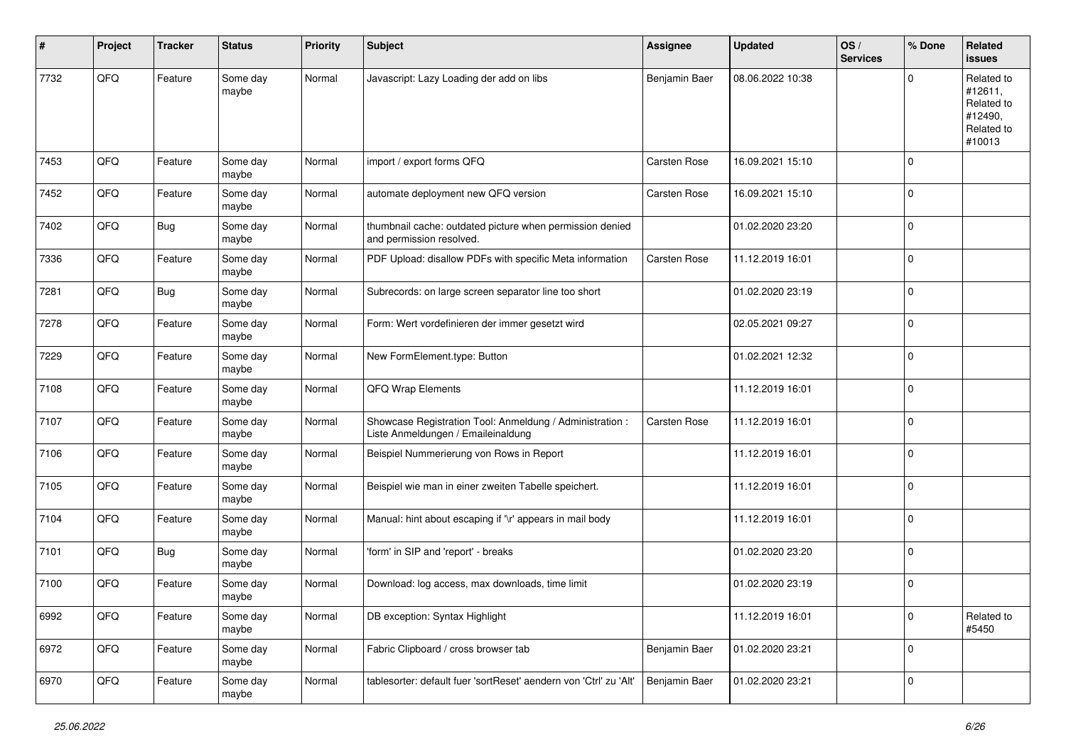| # | Project | Tracker | Status | Priority | Subject | Assignee | Updated | OS / Services | % Done | Related issues |
|---|---|---|---|---|---|---|---|---|---|---|
| 7732 | QFQ | Feature | Some day maybe | Normal | Javascript: Lazy Loading der add on libs | Benjamin Baer | 08.06.2022 10:38 | | 0 | Related to #12611, Related to #12490, Related to #10013 |
| 7453 | QFQ | Feature | Some day maybe | Normal | import / export forms QFQ | Carsten Rose | 16.09.2021 15:10 | | 0 | |
| 7452 | QFQ | Feature | Some day maybe | Normal | automate deployment new QFQ version | Carsten Rose | 16.09.2021 15:10 | | 0 | |
| 7402 | QFQ | Bug | Some day maybe | Normal | thumbnail cache: outdated picture when permission denied and permission resolved. | | 01.02.2020 23:20 | | 0 | |
| 7336 | QFQ | Feature | Some day maybe | Normal | PDF Upload: disallow PDFs with specific Meta information | Carsten Rose | 11.12.2019 16:01 | | 0 | |
| 7281 | QFQ | Bug | Some day maybe | Normal | Subrecords: on large screen separator line too short | | 01.02.2020 23:19 | | 0 | |
| 7278 | QFQ | Feature | Some day maybe | Normal | Form: Wert vordefinieren der immer gesetzt wird | | 02.05.2021 09:27 | | 0 | |
| 7229 | QFQ | Feature | Some day maybe | Normal | New FormElement.type: Button | | 01.02.2021 12:32 | | 0 | |
| 7108 | QFQ | Feature | Some day maybe | Normal | QFQ Wrap Elements | | 11.12.2019 16:01 | | 0 | |
| 7107 | QFQ | Feature | Some day maybe | Normal | Showcase Registration Tool: Anmeldung / Administration : Liste Anmeldungen / Emaileinaldung | Carsten Rose | 11.12.2019 16:01 | | 0 | |
| 7106 | QFQ | Feature | Some day maybe | Normal | Beispiel Nummerierung von Rows in Report | | 11.12.2019 16:01 | | 0 | |
| 7105 | QFQ | Feature | Some day maybe | Normal | Beispiel wie man in einer zweiten Tabelle speichert. | | 11.12.2019 16:01 | | 0 | |
| 7104 | QFQ | Feature | Some day maybe | Normal | Manual: hint about escaping if '\r' appears in mail body | | 11.12.2019 16:01 | | 0 | |
| 7101 | QFQ | Bug | Some day maybe | Normal | 'form' in SIP and 'report' - breaks | | 01.02.2020 23:20 | | 0 | |
| 7100 | QFQ | Feature | Some day maybe | Normal | Download: log access, max downloads, time limit | | 01.02.2020 23:19 | | 0 | |
| 6992 | QFQ | Feature | Some day maybe | Normal | DB exception: Syntax Highlight | | 11.12.2019 16:01 | | 0 | Related to #5450 |
| 6972 | QFQ | Feature | Some day maybe | Normal | Fabric Clipboard / cross browser tab | Benjamin Baer | 01.02.2020 23:21 | | 0 | |
| 6970 | QFQ | Feature | Some day maybe | Normal | tablesorter: default fuer 'sortReset' aendern von 'Ctrl' zu 'Alt' | Benjamin Baer | 01.02.2020 23:21 | | 0 | |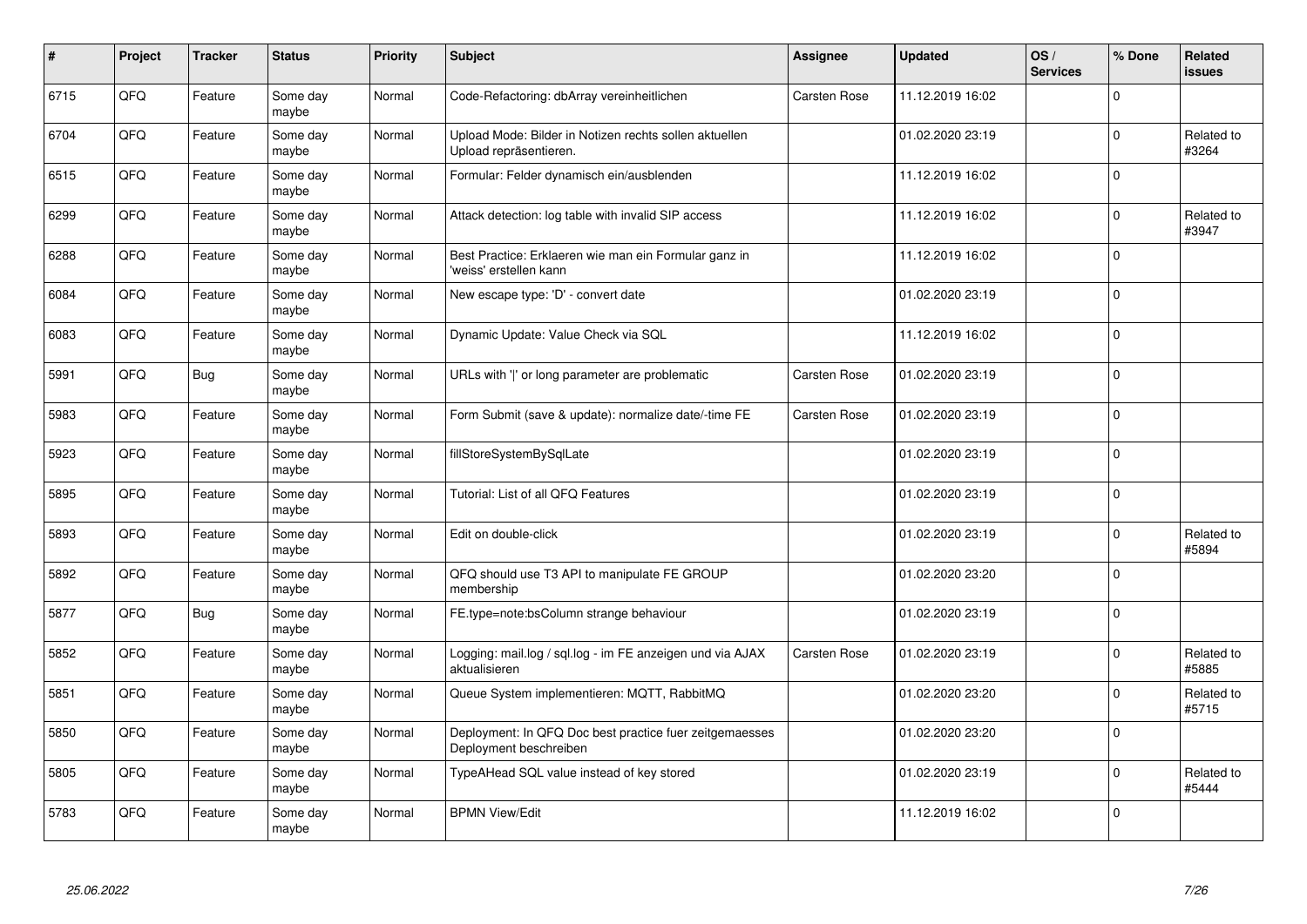| # | Project | Tracker | Status | Priority | Subject | Assignee | Updated | OS / Services | % Done | Related issues |
|---|---|---|---|---|---|---|---|---|---|---|
| 6715 | QFQ | Feature | Some day maybe | Normal | Code-Refactoring: dbArray vereinheitlichen | Carsten Rose | 11.12.2019 16:02 | | 0 | |
| 6704 | QFQ | Feature | Some day maybe | Normal | Upload Mode: Bilder in Notizen rechts sollen aktuellen Upload repräsentieren. | | 01.02.2020 23:19 | | 0 | Related to #3264 |
| 6515 | QFQ | Feature | Some day maybe | Normal | Formular: Felder dynamisch ein/ausblenden | | 11.12.2019 16:02 | | 0 | |
| 6299 | QFQ | Feature | Some day maybe | Normal | Attack detection: log table with invalid SIP access | | 11.12.2019 16:02 | | 0 | Related to #3947 |
| 6288 | QFQ | Feature | Some day maybe | Normal | Best Practice: Erklaeren wie man ein Formular ganz in 'weiss' erstellen kann | | 11.12.2019 16:02 | | 0 | |
| 6084 | QFQ | Feature | Some day maybe | Normal | New escape type: 'D' - convert date | | 01.02.2020 23:19 | | 0 | |
| 6083 | QFQ | Feature | Some day maybe | Normal | Dynamic Update: Value Check via SQL | | 11.12.2019 16:02 | | 0 | |
| 5991 | QFQ | Bug | Some day maybe | Normal | URLs with '\|' or long parameter are problematic | Carsten Rose | 01.02.2020 23:19 | | 0 | |
| 5983 | QFQ | Feature | Some day maybe | Normal | Form Submit (save & update): normalize date/-time FE | Carsten Rose | 01.02.2020 23:19 | | 0 | |
| 5923 | QFQ | Feature | Some day maybe | Normal | fillStoreSystemBySqlLate | | 01.02.2020 23:19 | | 0 | |
| 5895 | QFQ | Feature | Some day maybe | Normal | Tutorial: List of all QFQ Features | | 01.02.2020 23:19 | | 0 | |
| 5893 | QFQ | Feature | Some day maybe | Normal | Edit on double-click | | 01.02.2020 23:19 | | 0 | Related to #5894 |
| 5892 | QFQ | Feature | Some day maybe | Normal | QFQ should use T3 API to manipulate FE GROUP membership | | 01.02.2020 23:20 | | 0 | |
| 5877 | QFQ | Bug | Some day maybe | Normal | FE.type=note:bsColumn strange behaviour | | 01.02.2020 23:19 | | 0 | |
| 5852 | QFQ | Feature | Some day maybe | Normal | Logging: mail.log / sql.log - im FE anzeigen und via AJAX aktualisieren | Carsten Rose | 01.02.2020 23:19 | | 0 | Related to #5885 |
| 5851 | QFQ | Feature | Some day maybe | Normal | Queue System implementieren: MQTT, RabbitMQ | | 01.02.2020 23:20 | | 0 | Related to #5715 |
| 5850 | QFQ | Feature | Some day maybe | Normal | Deployment: In QFQ Doc best practice fuer zeitgemaesses Deployment beschreiben | | 01.02.2020 23:20 | | 0 | |
| 5805 | QFQ | Feature | Some day maybe | Normal | TypeAHead SQL value instead of key stored | | 01.02.2020 23:19 | | 0 | Related to #5444 |
| 5783 | QFQ | Feature | Some day maybe | Normal | BPMN View/Edit | | 11.12.2019 16:02 | | 0 | |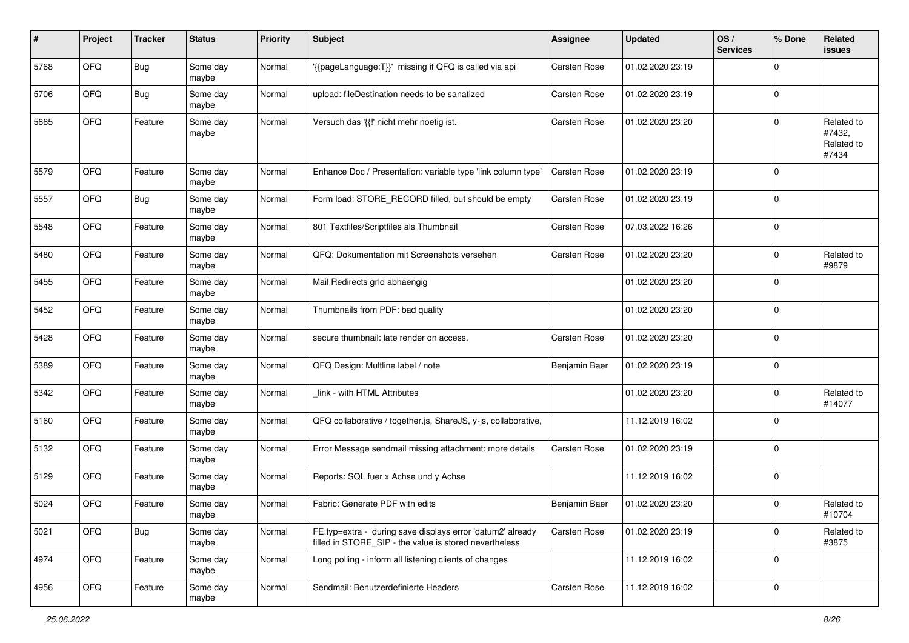| # | Project | Tracker | Status | Priority | Subject | Assignee | Updated | OS / Services | % Done | Related issues |
|---|---|---|---|---|---|---|---|---|---|---|
| 5768 | QFQ | Bug | Some day maybe | Normal | '{{pageLanguage:T}}' missing if QFQ is called via api | Carsten Rose | 01.02.2020 23:19 | | 0 | |
| 5706 | QFQ | Bug | Some day maybe | Normal | upload: fileDestination needs to be sanatized | Carsten Rose | 01.02.2020 23:19 | | 0 | |
| 5665 | QFQ | Feature | Some day maybe | Normal | Versuch das '{{!' nicht mehr noetig ist. | Carsten Rose | 01.02.2020 23:20 | | 0 | Related to #7432, Related to #7434 |
| 5579 | QFQ | Feature | Some day maybe | Normal | Enhance Doc / Presentation: variable type 'link column type' | Carsten Rose | 01.02.2020 23:19 | | 0 | |
| 5557 | QFQ | Bug | Some day maybe | Normal | Form load: STORE_RECORD filled, but should be empty | Carsten Rose | 01.02.2020 23:19 | | 0 | |
| 5548 | QFQ | Feature | Some day maybe | Normal | 801 Textfiles/Scriptfiles als Thumbnail | Carsten Rose | 07.03.2022 16:26 | | 0 | |
| 5480 | QFQ | Feature | Some day maybe | Normal | QFQ: Dokumentation mit Screenshots versehen | Carsten Rose | 01.02.2020 23:20 | | 0 | Related to #9879 |
| 5455 | QFQ | Feature | Some day maybe | Normal | Mail Redirects grld abhaengig | | 01.02.2020 23:20 | | 0 | |
| 5452 | QFQ | Feature | Some day maybe | Normal | Thumbnails from PDF: bad quality | | 01.02.2020 23:20 | | 0 | |
| 5428 | QFQ | Feature | Some day maybe | Normal | secure thumbnail: late render on access. | Carsten Rose | 01.02.2020 23:20 | | 0 | |
| 5389 | QFQ | Feature | Some day maybe | Normal | QFQ Design: Multline label / note | Benjamin Baer | 01.02.2020 23:19 | | 0 | |
| 5342 | QFQ | Feature | Some day maybe | Normal | _link - with HTML Attributes | | 01.02.2020 23:20 | | 0 | Related to #14077 |
| 5160 | QFQ | Feature | Some day maybe | Normal | QFQ collaborative / together.js, ShareJS, y-js, collaborative, | | 11.12.2019 16:02 | | 0 | |
| 5132 | QFQ | Feature | Some day maybe | Normal | Error Message sendmail missing attachment: more details | Carsten Rose | 01.02.2020 23:19 | | 0 | |
| 5129 | QFQ | Feature | Some day maybe | Normal | Reports: SQL fuer x Achse und y Achse | | 11.12.2019 16:02 | | 0 | |
| 5024 | QFQ | Feature | Some day maybe | Normal | Fabric: Generate PDF with edits | Benjamin Baer | 01.02.2020 23:20 | | 0 | Related to #10704 |
| 5021 | QFQ | Bug | Some day maybe | Normal | FE.typ=extra - during save displays error 'datum2' already filled in STORE_SIP - the value is stored nevertheless | Carsten Rose | 01.02.2020 23:19 | | 0 | Related to #3875 |
| 4974 | QFQ | Feature | Some day maybe | Normal | Long polling - inform all listening clients of changes | | 11.12.2019 16:02 | | 0 | |
| 4956 | QFQ | Feature | Some day maybe | Normal | Sendmail: Benutzerdefinierte Headers | Carsten Rose | 11.12.2019 16:02 | | 0 | |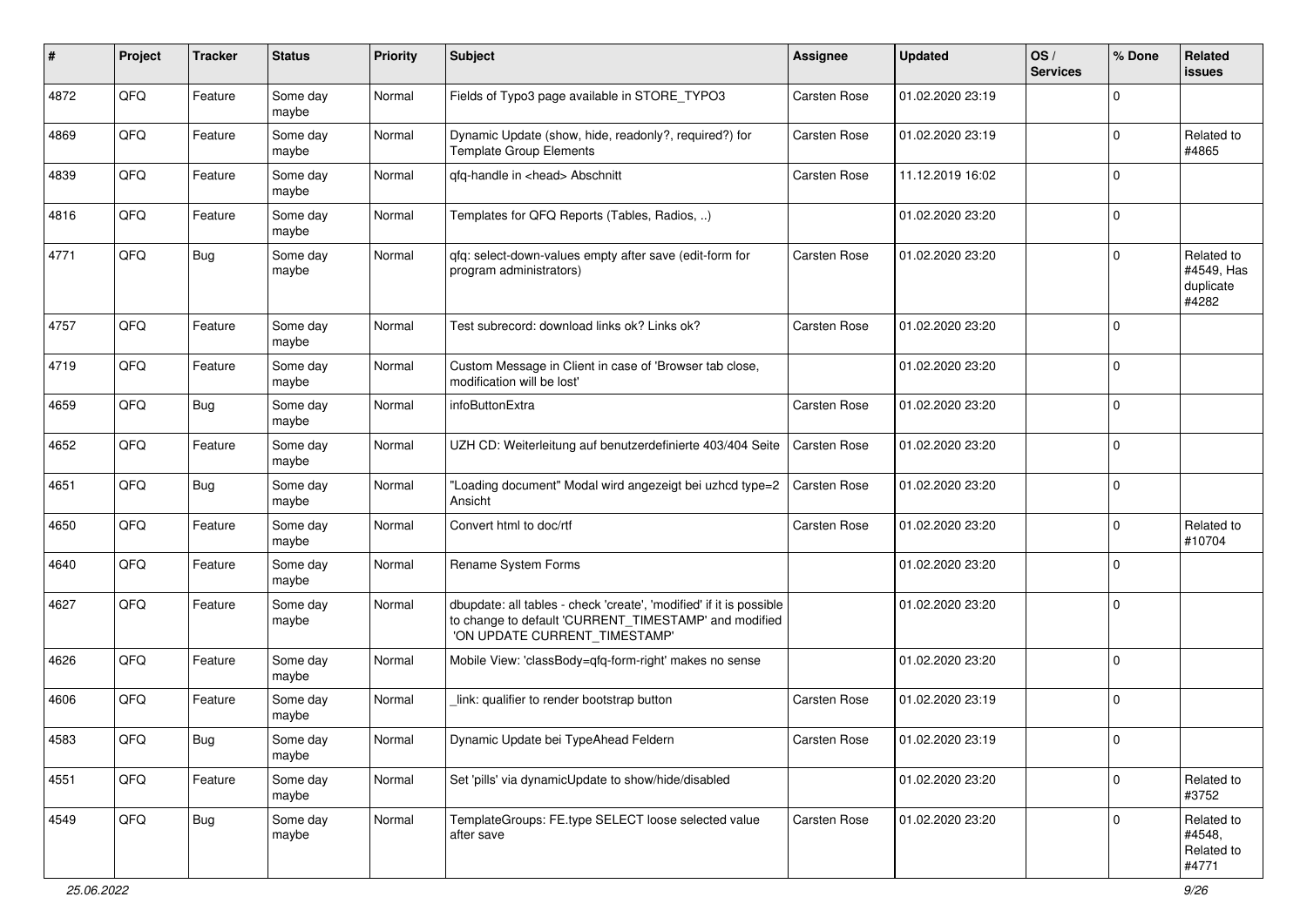| # | Project | Tracker | Status | Priority | Subject | Assignee | Updated | OS / Services | % Done | Related issues |
|---|---|---|---|---|---|---|---|---|---|---|
| 4872 | QFO | Feature | Some day maybe | Normal | Fields of Typo3 page available in STORE_TYPO3 | Carsten Rose | 01.02.2020 23:19 | | 0 | |
| 4869 | QFQ | Feature | Some day maybe | Normal | Dynamic Update (show, hide, readonly?, required?) for Template Group Elements | Carsten Rose | 01.02.2020 23:19 | | 0 | Related to #4865 |
| 4839 | QFQ | Feature | Some day maybe | Normal | qfq-handle in <head> Abschnitt | Carsten Rose | 11.12.2019 16:02 | | 0 | |
| 4816 | QFQ | Feature | Some day maybe | Normal | Templates for QFQ Reports (Tables, Radios, ..) | | 01.02.2020 23:20 | | 0 | |
| 4771 | QFQ | Bug | Some day maybe | Normal | qfq: select-down-values empty after save (edit-form for program administrators) | Carsten Rose | 01.02.2020 23:20 | | 0 | Related to #4549, Has duplicate #4282 |
| 4757 | QFQ | Feature | Some day maybe | Normal | Test subrecord: download links ok? Links ok? | Carsten Rose | 01.02.2020 23:20 | | 0 | |
| 4719 | QFQ | Feature | Some day maybe | Normal | Custom Message in Client in case of 'Browser tab close, modification will be lost' | | 01.02.2020 23:20 | | 0 | |
| 4659 | QFQ | Bug | Some day maybe | Normal | infoButtonExtra | Carsten Rose | 01.02.2020 23:20 | | 0 | |
| 4652 | QFQ | Feature | Some day maybe | Normal | UZH CD: Weiterleitung auf benutzerdefinierte 403/404 Seite | Carsten Rose | 01.02.2020 23:20 | | 0 | |
| 4651 | QFQ | Bug | Some day maybe | Normal | "Loading document" Modal wird angezeigt bei uzhcd type=2 Ansicht | Carsten Rose | 01.02.2020 23:20 | | 0 | |
| 4650 | QFQ | Feature | Some day maybe | Normal | Convert html to doc/rtf | Carsten Rose | 01.02.2020 23:20 | | 0 | Related to #10704 |
| 4640 | QFQ | Feature | Some day maybe | Normal | Rename System Forms | | 01.02.2020 23:20 | | 0 | |
| 4627 | QFQ | Feature | Some day maybe | Normal | dbupdate: all tables - check 'create', 'modified' if it is possible to change to default 'CURRENT_TIMESTAMP' and modified 'ON UPDATE CURRENT_TIMESTAMP' | | 01.02.2020 23:20 | | 0 | |
| 4626 | QFQ | Feature | Some day maybe | Normal | Mobile View: 'classBody=qfq-form-right' makes no sense | | 01.02.2020 23:20 | | 0 | |
| 4606 | QFQ | Feature | Some day maybe | Normal | _link: qualifier to render bootstrap button | Carsten Rose | 01.02.2020 23:19 | | 0 | |
| 4583 | QFQ | Bug | Some day maybe | Normal | Dynamic Update bei TypeAhead Feldern | Carsten Rose | 01.02.2020 23:19 | | 0 | |
| 4551 | QFQ | Feature | Some day maybe | Normal | Set 'pills' via dynamicUpdate to show/hide/disabled | | 01.02.2020 23:20 | | 0 | Related to #3752 |
| 4549 | QFQ | Bug | Some day maybe | Normal | TemplateGroups: FE.type SELECT loose selected value after save | Carsten Rose | 01.02.2020 23:20 | | 0 | Related to #4548, Related to #4771 |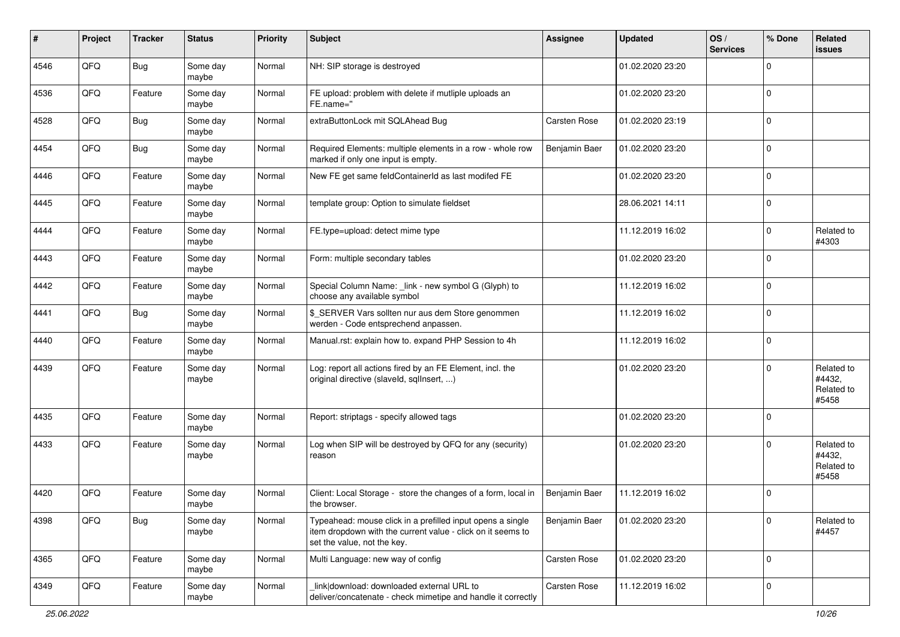| # | Project | Tracker | Status | Priority | Subject | Assignee | Updated | OS / Services | % Done | Related issues |
|---|---|---|---|---|---|---|---|---|---|---|
| 4546 | QFQ | Bug | Some day maybe | Normal | NH: SIP storage is destroyed | | 01.02.2020 23:20 | | 0 | |
| 4536 | QFQ | Feature | Some day maybe | Normal | FE upload: problem with delete if mutliple uploads an FE.name='' | | 01.02.2020 23:20 | | 0 | |
| 4528 | QFQ | Bug | Some day maybe | Normal | extraButtonLock mit SQLAhead Bug | Carsten Rose | 01.02.2020 23:19 | | 0 | |
| 4454 | QFQ | Bug | Some day maybe | Normal | Required Elements: multiple elements in a row - whole row marked if only one input is empty. | Benjamin Baer | 01.02.2020 23:20 | | 0 | |
| 4446 | QFQ | Feature | Some day maybe | Normal | New FE get same feldContainerId as last modifed FE | | 01.02.2020 23:20 | | 0 | |
| 4445 | QFQ | Feature | Some day maybe | Normal | template group: Option to simulate fieldset | | 28.06.2021 14:11 | | 0 | |
| 4444 | QFQ | Feature | Some day maybe | Normal | FE.type=upload: detect mime type | | 11.12.2019 16:02 | | 0 | Related to #4303 |
| 4443 | QFQ | Feature | Some day maybe | Normal | Form: multiple secondary tables | | 01.02.2020 23:20 | | 0 | |
| 4442 | QFQ | Feature | Some day maybe | Normal | Special Column Name: _link - new symbol G (Glyph) to choose any available symbol | | 11.12.2019 16:02 | | 0 | |
| 4441 | QFQ | Bug | Some day maybe | Normal | $_SERVER Vars sollten nur aus dem Store genommen werden - Code entsprechend anpassen. | | 11.12.2019 16:02 | | 0 | |
| 4440 | QFQ | Feature | Some day maybe | Normal | Manual.rst: explain how to. expand PHP Session to 4h | | 11.12.2019 16:02 | | 0 | |
| 4439 | QFQ | Feature | Some day maybe | Normal | Log: report all actions fired by an FE Element, incl. the original directive (slaveId, sqlInsert, ...) | | 01.02.2020 23:20 | | 0 | Related to #4432, Related to #5458 |
| 4435 | QFQ | Feature | Some day maybe | Normal | Report: striptags - specify allowed tags | | 01.02.2020 23:20 | | 0 | |
| 4433 | QFQ | Feature | Some day maybe | Normal | Log when SIP will be destroyed by QFQ for any (security) reason | | 01.02.2020 23:20 | | 0 | Related to #4432, Related to #5458 |
| 4420 | QFQ | Feature | Some day maybe | Normal | Client: Local Storage - store the changes of a form, local in the browser. | Benjamin Baer | 11.12.2019 16:02 | | 0 | |
| 4398 | QFQ | Bug | Some day maybe | Normal | Typeahead: mouse click in a prefilled input opens a single item dropdown with the current value - click on it seems to set the value, not the key. | Benjamin Baer | 01.02.2020 23:20 | | 0 | Related to #4457 |
| 4365 | QFQ | Feature | Some day maybe | Normal | Multi Language: new way of config | Carsten Rose | 01.02.2020 23:20 | | 0 | |
| 4349 | QFQ | Feature | Some day maybe | Normal | _link\|download: downloaded external URL to deliver/concatenate - check mimetipe and handle it correctly | Carsten Rose | 11.12.2019 16:02 | | 0 | |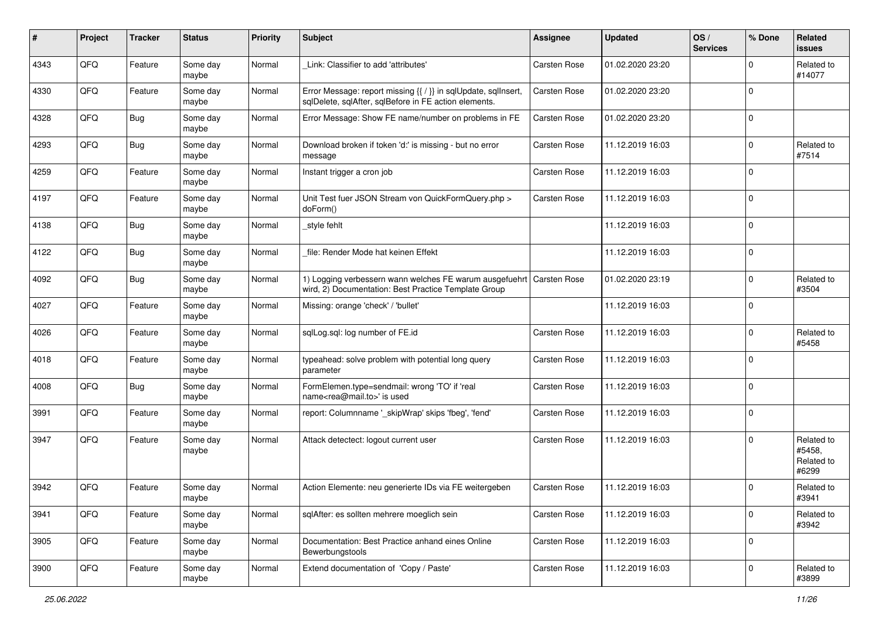| # | Project | Tracker | Status | Priority | Subject | Assignee | Updated | OS / Services | % Done | Related issues |
|---|---|---|---|---|---|---|---|---|---|---|
| 4343 | QFQ | Feature | Some day maybe | Normal | _Link: Classifier to add 'attributes' | Carsten Rose | 01.02.2020 23:20 | | 0 | Related to #14077 |
| 4330 | QFQ | Feature | Some day maybe | Normal | Error Message: report missing {{ / }} in sqlUpdate, sqlInsert, sqlDelete, sqlAfter, sqlBefore in FE action elements. | Carsten Rose | 01.02.2020 23:20 | | 0 | |
| 4328 | QFQ | Bug | Some day maybe | Normal | Error Message: Show FE name/number on problems in FE | Carsten Rose | 01.02.2020 23:20 | | 0 | |
| 4293 | QFQ | Bug | Some day maybe | Normal | Download broken if token 'd:' is missing - but no error message | Carsten Rose | 11.12.2019 16:03 | | 0 | Related to #7514 |
| 4259 | QFQ | Feature | Some day maybe | Normal | Instant trigger a cron job | Carsten Rose | 11.12.2019 16:03 | | 0 | |
| 4197 | QFQ | Feature | Some day maybe | Normal | Unit Test fuer JSON Stream von QuickFormQuery.php > doForm() | Carsten Rose | 11.12.2019 16:03 | | 0 | |
| 4138 | QFQ | Bug | Some day maybe | Normal | _style fehlt | | 11.12.2019 16:03 | | 0 | |
| 4122 | QFQ | Bug | Some day maybe | Normal | _file: Render Mode hat keinen Effekt | | 11.12.2019 16:03 | | 0 | |
| 4092 | QFQ | Bug | Some day maybe | Normal | 1) Logging verbessern wann welches FE warum ausgefuehrt wird, 2) Documentation: Best Practice Template Group | Carsten Rose | 01.02.2020 23:19 | | 0 | Related to #3504 |
| 4027 | QFQ | Feature | Some day maybe | Normal | Missing: orange 'check' / 'bullet' | | 11.12.2019 16:03 | | 0 | |
| 4026 | QFQ | Feature | Some day maybe | Normal | sqlLog.sql: log number of FE.id | Carsten Rose | 11.12.2019 16:03 | | 0 | Related to #5458 |
| 4018 | QFQ | Feature | Some day maybe | Normal | typeahead: solve problem with potential long query parameter | Carsten Rose | 11.12.2019 16:03 | | 0 | |
| 4008 | QFQ | Bug | Some day maybe | Normal | FormElemen.type=sendmail: wrong 'TO' if 'real name<rea@mail.to>' is used | Carsten Rose | 11.12.2019 16:03 | | 0 | |
| 3991 | QFQ | Feature | Some day maybe | Normal | report: Columnname '_skipWrap' skips 'fbeg', 'fend' | Carsten Rose | 11.12.2019 16:03 | | 0 | |
| 3947 | QFQ | Feature | Some day maybe | Normal | Attack detectect: logout current user | Carsten Rose | 11.12.2019 16:03 | | 0 | Related to #5458, Related to #6299 |
| 3942 | QFQ | Feature | Some day maybe | Normal | Action Elemente: neu generierte IDs via FE weitergeben | Carsten Rose | 11.12.2019 16:03 | | 0 | Related to #3941 |
| 3941 | QFQ | Feature | Some day maybe | Normal | sqlAfter: es sollten mehrere moeglich sein | Carsten Rose | 11.12.2019 16:03 | | 0 | Related to #3942 |
| 3905 | QFQ | Feature | Some day maybe | Normal | Documentation: Best Practice anhand eines Online Bewerbungstools | Carsten Rose | 11.12.2019 16:03 | | 0 | |
| 3900 | QFQ | Feature | Some day maybe | Normal | Extend documentation of 'Copy / Paste' | Carsten Rose | 11.12.2019 16:03 | | 0 | Related to #3899 |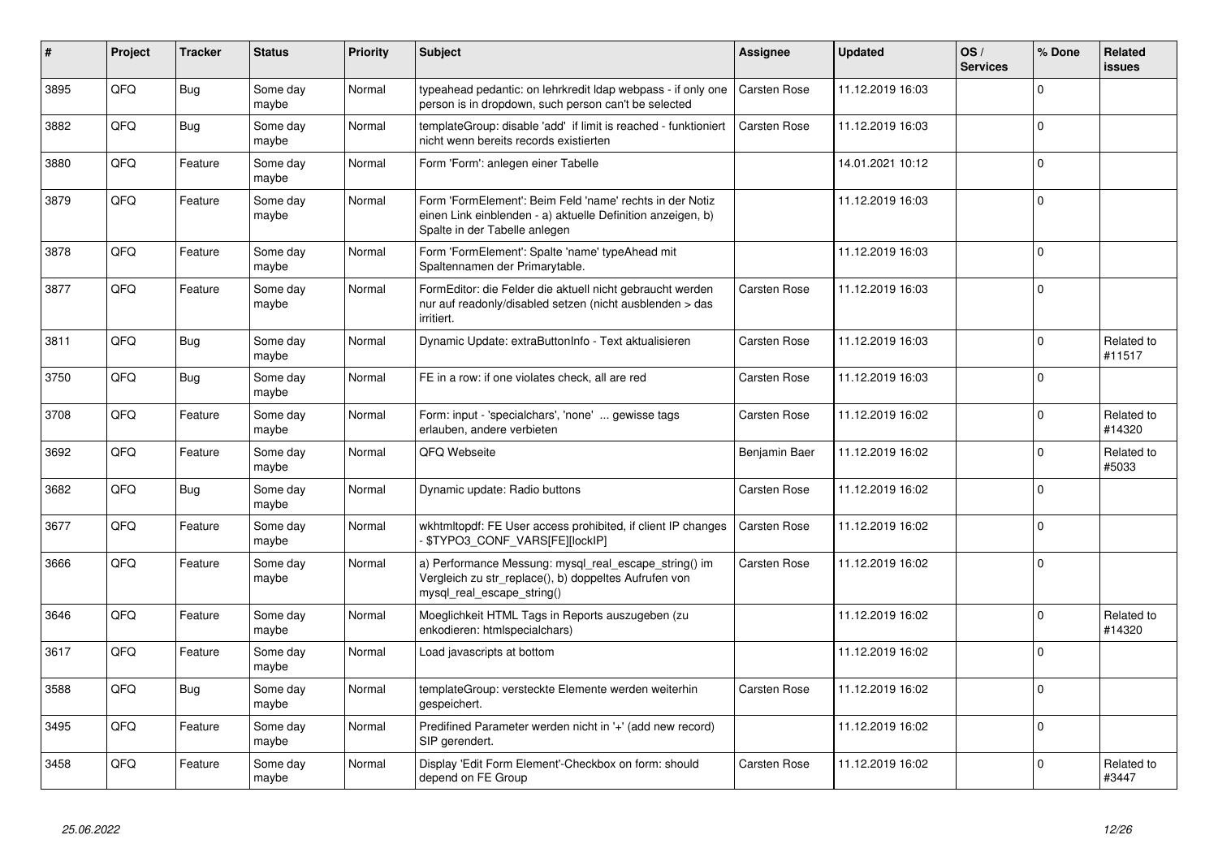| # | Project | Tracker | Status | Priority | Subject | Assignee | Updated | OS / Services | % Done | Related issues |
|---|---|---|---|---|---|---|---|---|---|---|
| 3895 | QFQ | Bug | Some day maybe | Normal | typeahead pedantic: on lehrkredit ldap webpass - if only one person is in dropdown, such person can't be selected | Carsten Rose | 11.12.2019 16:03 | | 0 | |
| 3882 | QFQ | Bug | Some day maybe | Normal | templateGroup: disable 'add' if limit is reached - funktioniert nicht wenn bereits records existierten | Carsten Rose | 11.12.2019 16:03 | | 0 | |
| 3880 | QFQ | Feature | Some day maybe | Normal | Form 'Form': anlegen einer Tabelle | | 14.01.2021 10:12 | | 0 | |
| 3879 | QFQ | Feature | Some day maybe | Normal | Form 'FormElement': Beim Feld 'name' rechts in der Notiz einen Link einblenden - a) aktuelle Definition anzeigen, b) Spalte in der Tabelle anlegen | | 11.12.2019 16:03 | | 0 | |
| 3878 | QFQ | Feature | Some day maybe | Normal | Form 'FormElement': Spalte 'name' typeAhead mit Spaltennamen der Primarytable. | | 11.12.2019 16:03 | | 0 | |
| 3877 | QFQ | Feature | Some day maybe | Normal | FormEditor: die Felder die aktuell nicht gebraucht werden nur auf readonly/disabled setzen (nicht ausblenden > das irritiert. | Carsten Rose | 11.12.2019 16:03 | | 0 | |
| 3811 | QFQ | Bug | Some day maybe | Normal | Dynamic Update: extraButtonInfo - Text aktualisieren | Carsten Rose | 11.12.2019 16:03 | | 0 | Related to #11517 |
| 3750 | QFQ | Bug | Some day maybe | Normal | FE in a row: if one violates check, all are red | Carsten Rose | 11.12.2019 16:03 | | 0 | |
| 3708 | QFQ | Feature | Some day maybe | Normal | Form: input - 'specialchars', 'none' ... gewisse tags erlauben, andere verbieten | Carsten Rose | 11.12.2019 16:02 | | 0 | Related to #14320 |
| 3692 | QFQ | Feature | Some day maybe | Normal | QFQ Webseite | Benjamin Baer | 11.12.2019 16:02 | | 0 | Related to #5033 |
| 3682 | QFQ | Bug | Some day maybe | Normal | Dynamic update: Radio buttons | Carsten Rose | 11.12.2019 16:02 | | 0 | |
| 3677 | QFQ | Feature | Some day maybe | Normal | wkhtmltopdf: FE User access prohibited, if client IP changes - $TYPO3_CONF_VARS[FE][lockIP] | Carsten Rose | 11.12.2019 16:02 | | 0 | |
| 3666 | QFQ | Feature | Some day maybe | Normal | a) Performance Messung: mysql_real_escape_string() im Vergleich zu str_replace(), b) doppeltes Aufrufen von mysql_real_escape_string() | Carsten Rose | 11.12.2019 16:02 | | 0 | |
| 3646 | QFQ | Feature | Some day maybe | Normal | Moeglichkeit HTML Tags in Reports auszugeben (zu enkodieren: htmlspecialchars) | | 11.12.2019 16:02 | | 0 | Related to #14320 |
| 3617 | QFQ | Feature | Some day maybe | Normal | Load javascripts at bottom | | 11.12.2019 16:02 | | 0 | |
| 3588 | QFQ | Bug | Some day maybe | Normal | templateGroup: versteckte Elemente werden weiterhin gespeichert. | Carsten Rose | 11.12.2019 16:02 | | 0 | |
| 3495 | QFQ | Feature | Some day maybe | Normal | Predifined Parameter werden nicht in '+' (add new record) SIP gerendert. | | 11.12.2019 16:02 | | 0 | |
| 3458 | QFQ | Feature | Some day maybe | Normal | Display 'Edit Form Element'-Checkbox on form: should depend on FE Group | Carsten Rose | 11.12.2019 16:02 | | 0 | Related to #3447 |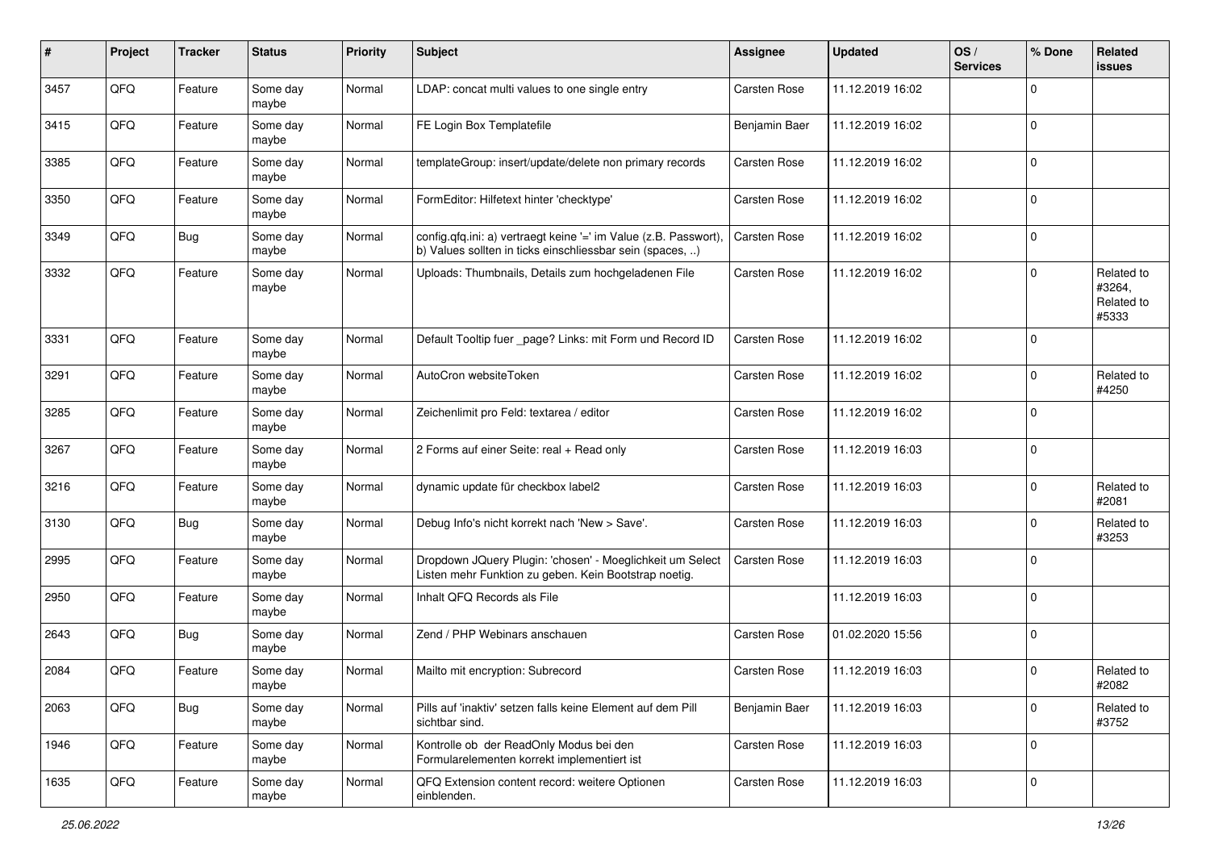| # | Project | Tracker | Status | Priority | Subject | Assignee | Updated | OS / Services | % Done | Related issues |
|---|---|---|---|---|---|---|---|---|---|---|
| 3457 | QFQ | Feature | Some day maybe | Normal | LDAP: concat multi values to one single entry | Carsten Rose | 11.12.2019 16:02 | | 0 | |
| 3415 | QFQ | Feature | Some day maybe | Normal | FE Login Box Templatefile | Benjamin Baer | 11.12.2019 16:02 | | 0 | |
| 3385 | QFQ | Feature | Some day maybe | Normal | templateGroup: insert/update/delete non primary records | Carsten Rose | 11.12.2019 16:02 | | 0 | |
| 3350 | QFQ | Feature | Some day maybe | Normal | FormEditor: Hilfetext hinter 'checktype' | Carsten Rose | 11.12.2019 16:02 | | 0 | |
| 3349 | QFQ | Bug | Some day maybe | Normal | config.qfq.ini: a) vertraegt keine '=' im Value (z.B. Passwort), b) Values sollten in ticks einschliessbar sein (spaces, ..) | Carsten Rose | 11.12.2019 16:02 | | 0 | |
| 3332 | QFQ | Feature | Some day maybe | Normal | Uploads: Thumbnails, Details zum hochgeladenen File | Carsten Rose | 11.12.2019 16:02 | | 0 | Related to #3264, Related to #5333 |
| 3331 | QFQ | Feature | Some day maybe | Normal | Default Tooltip fuer _page? Links: mit Form und Record ID | Carsten Rose | 11.12.2019 16:02 | | 0 | |
| 3291 | QFQ | Feature | Some day maybe | Normal | AutoCron websiteToken | Carsten Rose | 11.12.2019 16:02 | | 0 | Related to #4250 |
| 3285 | QFQ | Feature | Some day maybe | Normal | Zeichenlimit pro Feld: textarea / editor | Carsten Rose | 11.12.2019 16:02 | | 0 | |
| 3267 | QFQ | Feature | Some day maybe | Normal | 2 Forms auf einer Seite: real + Read only | Carsten Rose | 11.12.2019 16:03 | | 0 | |
| 3216 | QFQ | Feature | Some day maybe | Normal | dynamic update für checkbox label2 | Carsten Rose | 11.12.2019 16:03 | | 0 | Related to #2081 |
| 3130 | QFQ | Bug | Some day maybe | Normal | Debug Info's nicht korrekt nach 'New > Save'. | Carsten Rose | 11.12.2019 16:03 | | 0 | Related to #3253 |
| 2995 | QFQ | Feature | Some day maybe | Normal | Dropdown JQuery Plugin: 'chosen' - Moeglichkeit um Select Listen mehr Funktion zu geben. Kein Bootstrap noetig. | Carsten Rose | 11.12.2019 16:03 | | 0 | |
| 2950 | QFQ | Feature | Some day maybe | Normal | Inhalt QFQ Records als File | | 11.12.2019 16:03 | | 0 | |
| 2643 | QFQ | Bug | Some day maybe | Normal | Zend / PHP Webinars anschauen | Carsten Rose | 01.02.2020 15:56 | | 0 | |
| 2084 | QFQ | Feature | Some day maybe | Normal | Mailto mit encryption: Subrecord | Carsten Rose | 11.12.2019 16:03 | | 0 | Related to #2082 |
| 2063 | QFQ | Bug | Some day maybe | Normal | Pills auf 'inaktiv' setzen falls keine Element auf dem Pill sichtbar sind. | Benjamin Baer | 11.12.2019 16:03 | | 0 | Related to #3752 |
| 1946 | QFQ | Feature | Some day maybe | Normal | Kontrolle ob der ReadOnly Modus bei den Formularelementen korrekt implementiert ist | Carsten Rose | 11.12.2019 16:03 | | 0 | |
| 1635 | QFQ | Feature | Some day maybe | Normal | QFQ Extension content record: weitere Optionen einblenden. | Carsten Rose | 11.12.2019 16:03 | | 0 | |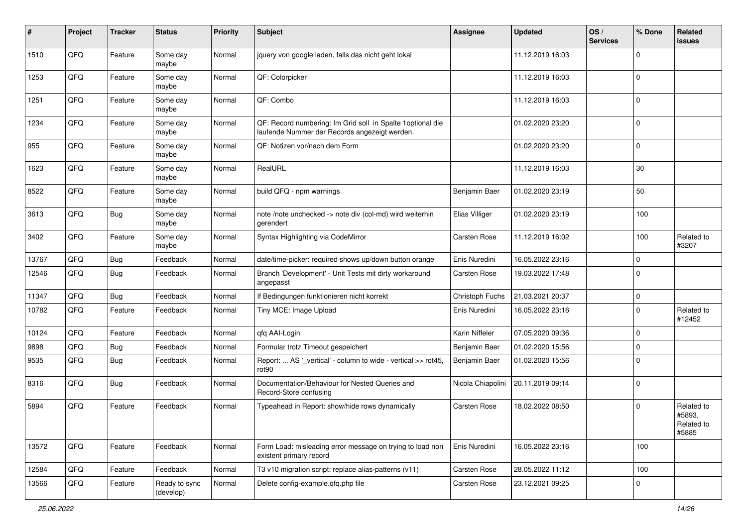| # | Project | Tracker | Status | Priority | Subject | Assignee | Updated | OS / Services | % Done | Related issues |
|---|---|---|---|---|---|---|---|---|---|---|
| 1510 | QFQ | Feature | Some day maybe | Normal | jquery von google laden, falls das nicht geht lokal | | 11.12.2019 16:03 | | 0 | |
| 1253 | QFQ | Feature | Some day maybe | Normal | QF: Colorpicker | | 11.12.2019 16:03 | | 0 | |
| 1251 | QFQ | Feature | Some day maybe | Normal | QF: Combo | | 11.12.2019 16:03 | | 0 | |
| 1234 | QFQ | Feature | Some day maybe | Normal | QF: Record numbering: Im Grid soll in Spalte 1optional die laufende Nummer der Records angezeigt werden. | | 01.02.2020 23:20 | | 0 | |
| 955 | QFQ | Feature | Some day maybe | Normal | QF: Notizen vor/nach dem Form | | 01.02.2020 23:20 | | 0 | |
| 1623 | QFQ | Feature | Some day maybe | Normal | RealURL | | 11.12.2019 16:03 | | 30 | |
| 8522 | QFQ | Feature | Some day maybe | Normal | build QFQ - npm warnings | Benjamin Baer | 01.02.2020 23:19 | | 50 | |
| 3613 | QFQ | Bug | Some day maybe | Normal | note /note unchecked -> note div (col-md) wird weiterhin gerendert | Elias Villiger | 01.02.2020 23:19 | | 100 | |
| 3402 | QFQ | Feature | Some day maybe | Normal | Syntax Highlighting via CodeMirror | Carsten Rose | 11.12.2019 16:02 | | 100 | Related to #3207 |
| 13767 | QFQ | Bug | Feedback | Normal | date/time-picker: required shows up/down button orange | Enis Nuredini | 16.05.2022 23:16 | | 0 | |
| 12546 | QFQ | Bug | Feedback | Normal | Branch 'Development' - Unit Tests mit dirty workaround angepasst | Carsten Rose | 19.03.2022 17:48 | | 0 | |
| 11347 | QFQ | Bug | Feedback | Normal | If Bedingungen funktionieren nicht korrekt | Christoph Fuchs | 21.03.2021 20:37 | | 0 | |
| 10782 | QFQ | Feature | Feedback | Normal | Tiny MCE: Image Upload | Enis Nuredini | 16.05.2022 23:16 | | 0 | Related to #12452 |
| 10124 | QFQ | Feature | Feedback | Normal | qfq AAI-Login | Karin Niffeler | 07.05.2020 09:36 | | 0 | |
| 9898 | QFQ | Bug | Feedback | Normal | Formular trotz Timeout gespeichert | Benjamin Baer | 01.02.2020 15:56 | | 0 | |
| 9535 | QFQ | Bug | Feedback | Normal | Report: ... AS '_vertical' - column to wide - vertical >> rot45, rot90 | Benjamin Baer | 01.02.2020 15:56 | | 0 | |
| 8316 | QFQ | Bug | Feedback | Normal | Documentation/Behaviour for Nested Queries and Record-Store confusing | Nicola Chiapolini | 20.11.2019 09:14 | | 0 | |
| 5894 | QFQ | Feature | Feedback | Normal | Typeahead in Report: show/hide rows dynamically | Carsten Rose | 18.02.2022 08:50 | | 0 | Related to #5893, Related to #5885 |
| 13572 | QFQ | Feature | Feedback | Normal | Form Load: misleading error message on trying to load non existent primary record | Enis Nuredini | 16.05.2022 23:16 | | 100 | |
| 12584 | QFQ | Feature | Feedback | Normal | T3 v10 migration script: replace alias-patterns (v11) | Carsten Rose | 28.05.2022 11:12 | | 100 | |
| 13566 | QFQ | Feature | Ready to sync (develop) | Normal | Delete config-example.qfq.php file | Carsten Rose | 23.12.2021 09:25 | | 0 | |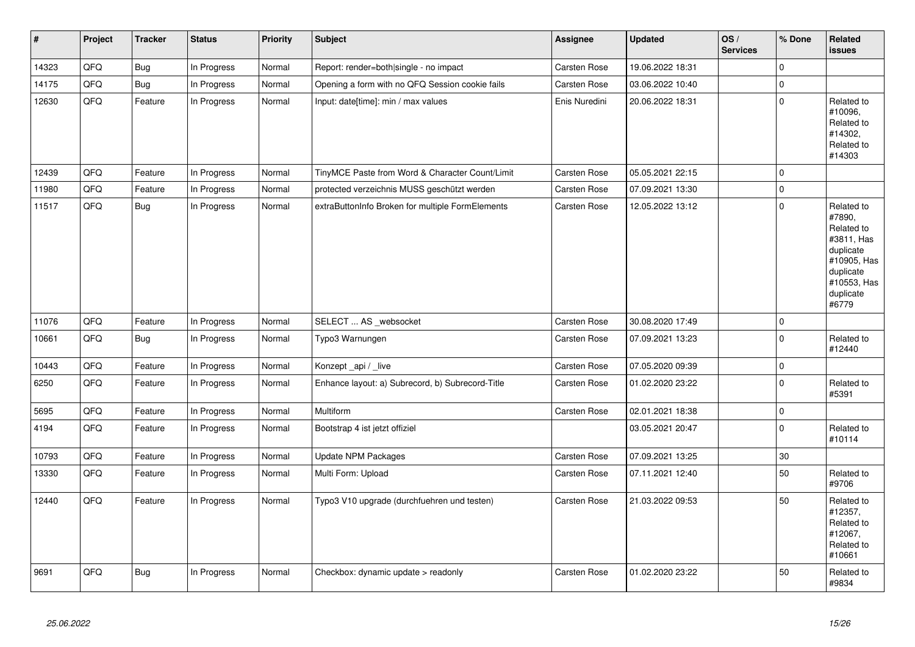| # | Project | Tracker | Status | Priority | Subject | Assignee | Updated | OS / Services | % Done | Related issues |
|---|---|---|---|---|---|---|---|---|---|---|
| 14323 | QFQ | Bug | In Progress | Normal | Report: render=both\|single - no impact | Carsten Rose | 19.06.2022 18:31 | | 0 | |
| 14175 | QFQ | Bug | In Progress | Normal | Opening a form with no QFQ Session cookie fails | Carsten Rose | 03.06.2022 10:40 | | 0 | |
| 12630 | QFQ | Feature | In Progress | Normal | Input: date[time]: min / max values | Enis Nuredini | 20.06.2022 18:31 | | 0 | Related to #10096, Related to #14302, Related to #14303 |
| 12439 | QFQ | Feature | In Progress | Normal | TinyMCE Paste from Word & Character Count/Limit | Carsten Rose | 05.05.2021 22:15 | | 0 | |
| 11980 | QFQ | Feature | In Progress | Normal | protected verzeichnis MUSS geschützt werden | Carsten Rose | 07.09.2021 13:30 | | 0 | |
| 11517 | QFQ | Bug | In Progress | Normal | extraButtonInfo Broken for multiple FormElements | Carsten Rose | 12.05.2022 13:12 | | 0 | Related to #7890, Related to #3811, Has duplicate #10905, Has duplicate #10553, Has duplicate #6779 |
| 11076 | QFQ | Feature | In Progress | Normal | SELECT ... AS _websocket | Carsten Rose | 30.08.2020 17:49 | | 0 | |
| 10661 | QFQ | Bug | In Progress | Normal | Typo3 Warnungen | Carsten Rose | 07.09.2021 13:23 | | 0 | Related to #12440 |
| 10443 | QFQ | Feature | In Progress | Normal | Konzept _api / _live | Carsten Rose | 07.05.2020 09:39 | | 0 | |
| 6250 | QFQ | Feature | In Progress | Normal | Enhance layout: a) Subrecord, b) Subrecord-Title | Carsten Rose | 01.02.2020 23:22 | | 0 | Related to #5391 |
| 5695 | QFQ | Feature | In Progress | Normal | Multiform | Carsten Rose | 02.01.2021 18:38 | | 0 | |
| 4194 | QFQ | Feature | In Progress | Normal | Bootstrap 4 ist jetzt offiziel | | 03.05.2021 20:47 | | 0 | Related to #10114 |
| 10793 | QFQ | Feature | In Progress | Normal | Update NPM Packages | Carsten Rose | 07.09.2021 13:25 | | 30 | |
| 13330 | QFQ | Feature | In Progress | Normal | Multi Form: Upload | Carsten Rose | 07.11.2021 12:40 | | 50 | Related to #9706 |
| 12440 | QFQ | Feature | In Progress | Normal | Typo3 V10 upgrade (durchfuehren und testen) | Carsten Rose | 21.03.2022 09:53 | | 50 | Related to #12357, Related to #12067, Related to #10661 |
| 9691 | QFQ | Bug | In Progress | Normal | Checkbox: dynamic update > readonly | Carsten Rose | 01.02.2020 23:22 | | 50 | Related to #9834 |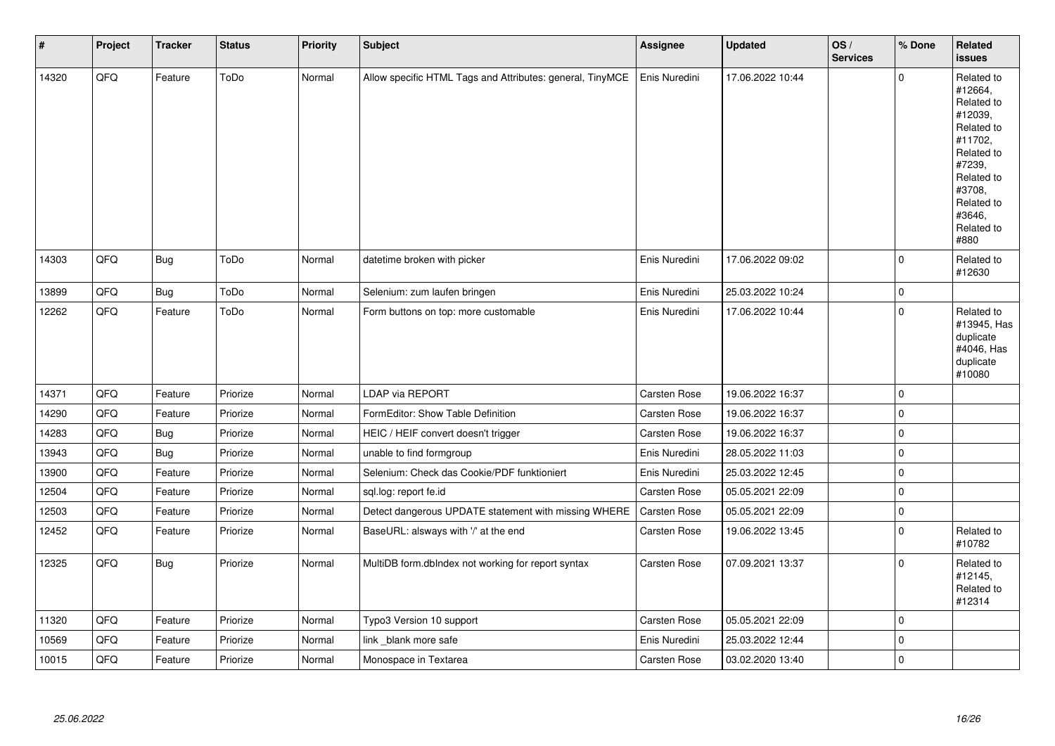| # | Project | Tracker | Status | Priority | Subject | Assignee | Updated | OS / Services | % Done | Related issues |
|---|---|---|---|---|---|---|---|---|---|---|
| 14320 | QFQ | Feature | ToDo | Normal | Allow specific HTML Tags and Attributes: general, TinyMCE | Enis Nuredini | 17.06.2022 10:44 | | 0 | Related to #12664, Related to #12039, Related to #11702, Related to #7239, Related to #3708, Related to #3646, Related to #880 |
| 14303 | QFQ | Bug | ToDo | Normal | datetime broken with picker | Enis Nuredini | 17.06.2022 09:02 | | 0 | Related to #12630 |
| 13899 | QFQ | Bug | ToDo | Normal | Selenium: zum laufen bringen | Enis Nuredini | 25.03.2022 10:24 | | 0 | |
| 12262 | QFQ | Feature | ToDo | Normal | Form buttons on top: more customable | Enis Nuredini | 17.06.2022 10:44 | | 0 | Related to #13945, Has duplicate #4046, Has duplicate #10080 |
| 14371 | QFQ | Feature | Priorize | Normal | LDAP via REPORT | Carsten Rose | 19.06.2022 16:37 | | 0 | |
| 14290 | QFQ | Feature | Priorize | Normal | FormEditor: Show Table Definition | Carsten Rose | 19.06.2022 16:37 | | 0 | |
| 14283 | QFQ | Bug | Priorize | Normal | HEIC / HEIF convert doesn't trigger | Carsten Rose | 19.06.2022 16:37 | | 0 | |
| 13943 | QFQ | Bug | Priorize | Normal | unable to find formgroup | Enis Nuredini | 28.05.2022 11:03 | | 0 | |
| 13900 | QFQ | Feature | Priorize | Normal | Selenium: Check das Cookie/PDF funktioniert | Enis Nuredini | 25.03.2022 12:45 | | 0 | |
| 12504 | QFQ | Feature | Priorize | Normal | sql.log: report fe.id | Carsten Rose | 05.05.2021 22:09 | | 0 | |
| 12503 | QFQ | Feature | Priorize | Normal | Detect dangerous UPDATE statement with missing WHERE | Carsten Rose | 05.05.2021 22:09 | | 0 | |
| 12452 | QFQ | Feature | Priorize | Normal | BaseURL: alsways with '/' at the end | Carsten Rose | 19.06.2022 13:45 | | 0 | Related to #10782 |
| 12325 | QFQ | Bug | Priorize | Normal | MultiDB form.dbIndex not working for report syntax | Carsten Rose | 07.09.2021 13:37 | | 0 | Related to #12145, Related to #12314 |
| 11320 | QFQ | Feature | Priorize | Normal | Typo3 Version 10 support | Carsten Rose | 05.05.2021 22:09 | | 0 | |
| 10569 | QFQ | Feature | Priorize | Normal | link _blank more safe | Enis Nuredini | 25.03.2022 12:44 | | 0 | |
| 10015 | QFQ | Feature | Priorize | Normal | Monospace in Textarea | Carsten Rose | 03.02.2020 13:40 | | 0 | |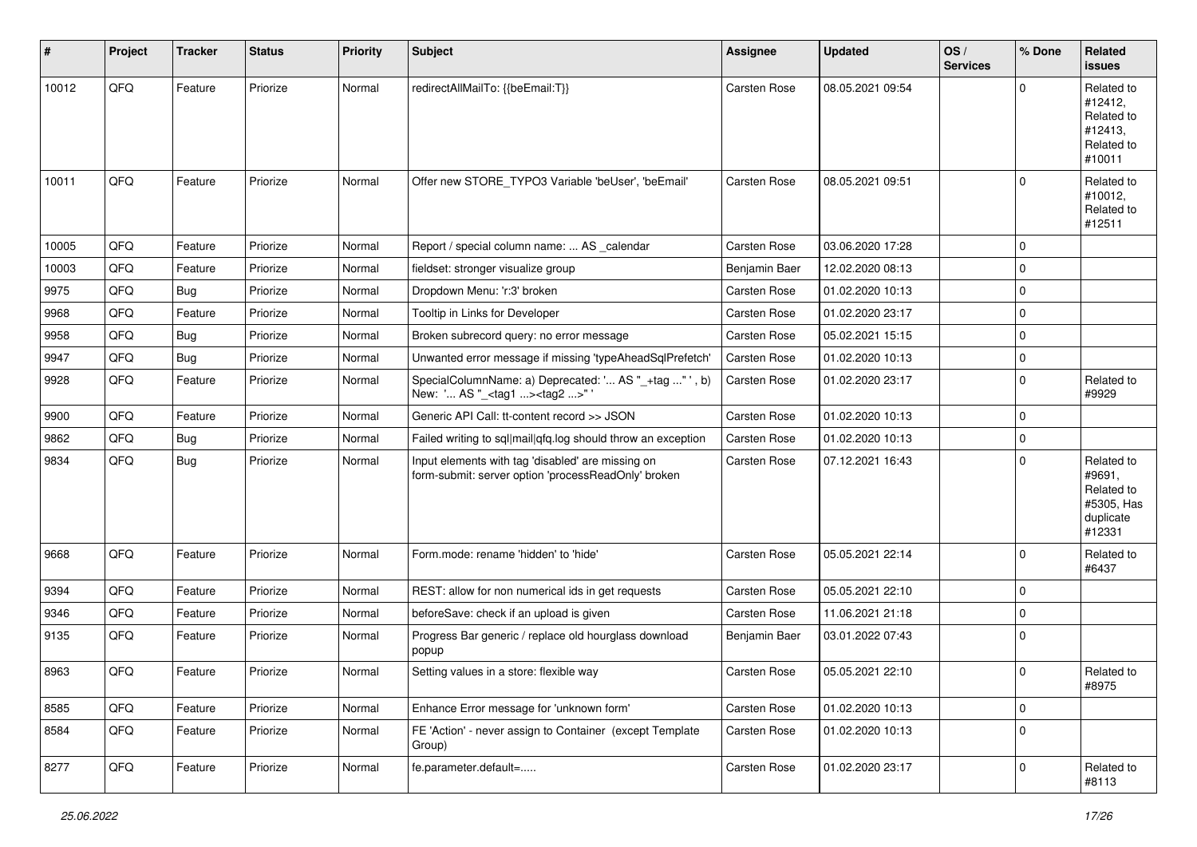| # | Project | Tracker | Status | Priority | Subject | Assignee | Updated | OS / Services | % Done | Related issues |
|---|---|---|---|---|---|---|---|---|---|---|
| 10012 | QFQ | Feature | Priorize | Normal | redirectAllMailTo: {{beEmail:T}} | Carsten Rose | 08.05.2021 09:54 | | 0 | Related to #12412, Related to #12413, Related to #10011 |
| 10011 | QFQ | Feature | Priorize | Normal | Offer new STORE_TYPO3 Variable 'beUser', 'beEmail' | Carsten Rose | 08.05.2021 09:51 | | 0 | Related to #10012, Related to #12511 |
| 10005 | QFQ | Feature | Priorize | Normal | Report / special column name: ... AS _calendar | Carsten Rose | 03.06.2020 17:28 | | 0 | |
| 10003 | QFQ | Feature | Priorize | Normal | fieldset: stronger visualize group | Benjamin Baer | 12.02.2020 08:13 | | 0 | |
| 9975 | QFQ | Bug | Priorize | Normal | Dropdown Menu: 'r:3' broken | Carsten Rose | 01.02.2020 10:13 | | 0 | |
| 9968 | QFQ | Feature | Priorize | Normal | Tooltip in Links for Developer | Carsten Rose | 01.02.2020 23:17 | | 0 | |
| 9958 | QFQ | Bug | Priorize | Normal | Broken subrecord query: no error message | Carsten Rose | 05.02.2021 15:15 | | 0 | |
| 9947 | QFQ | Bug | Priorize | Normal | Unwanted error message if missing 'typeAheadSqlPrefetch' | Carsten Rose | 01.02.2020 10:13 | | 0 | |
| 9928 | QFQ | Feature | Priorize | Normal | SpecialColumnName: a) Deprecated: '... AS "_+tag ..." ', b) New: '... AS "_<tag1 ...><tag2 ...>" ' | Carsten Rose | 01.02.2020 23:17 | | 0 | Related to #9929 |
| 9900 | QFQ | Feature | Priorize | Normal | Generic API Call: tt-content record >> JSON | Carsten Rose | 01.02.2020 10:13 | | 0 | |
| 9862 | QFQ | Bug | Priorize | Normal | Failed writing to sql\|mail\|qfq.log should throw an exception | Carsten Rose | 01.02.2020 10:13 | | 0 | |
| 9834 | QFQ | Bug | Priorize | Normal | Input elements with tag 'disabled' are missing on form-submit: server option 'processReadOnly' broken | Carsten Rose | 07.12.2021 16:43 | | 0 | Related to #9691, Related to #5305, Has duplicate #12331 |
| 9668 | QFQ | Feature | Priorize | Normal | Form.mode: rename 'hidden' to 'hide' | Carsten Rose | 05.05.2021 22:14 | | 0 | Related to #6437 |
| 9394 | QFQ | Feature | Priorize | Normal | REST: allow for non numerical ids in get requests | Carsten Rose | 05.05.2021 22:10 | | 0 | |
| 9346 | QFQ | Feature | Priorize | Normal | beforeSave: check if an upload is given | Carsten Rose | 11.06.2021 21:18 | | 0 | |
| 9135 | QFQ | Feature | Priorize | Normal | Progress Bar generic / replace old hourglass download popup | Benjamin Baer | 03.01.2022 07:43 | | 0 | |
| 8963 | QFQ | Feature | Priorize | Normal | Setting values in a store: flexible way | Carsten Rose | 05.05.2021 22:10 | | 0 | Related to #8975 |
| 8585 | QFQ | Feature | Priorize | Normal | Enhance Error message for 'unknown form' | Carsten Rose | 01.02.2020 10:13 | | 0 | |
| 8584 | QFQ | Feature | Priorize | Normal | FE 'Action' - never assign to Container (except Template Group) | Carsten Rose | 01.02.2020 10:13 | | 0 | |
| 8277 | QFQ | Feature | Priorize | Normal | fe.parameter.default=..... | Carsten Rose | 01.02.2020 23:17 | | 0 | Related to #8113 |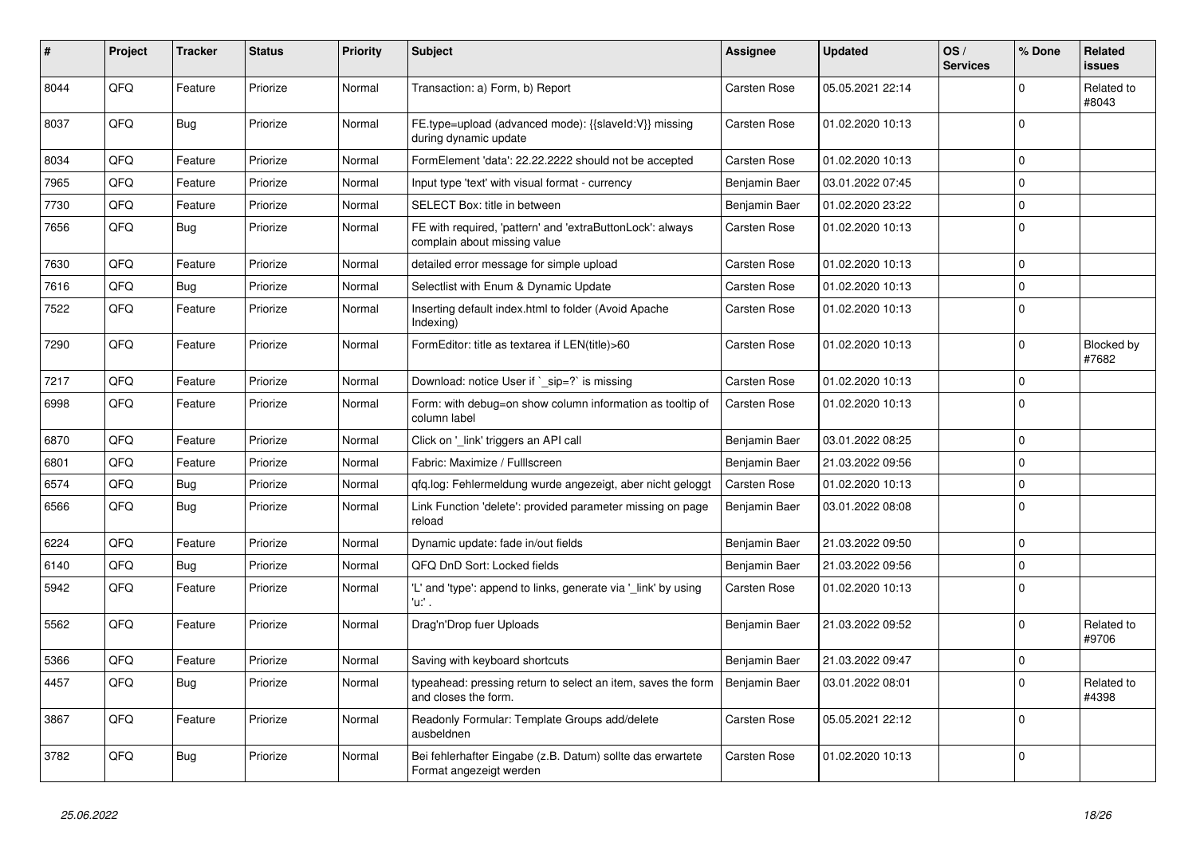| # | Project | Tracker | Status | Priority | Subject | Assignee | Updated | OS / Services | % Done | Related issues |
|---|---|---|---|---|---|---|---|---|---|---|
| 8044 | QFQ | Feature | Priorize | Normal | Transaction: a) Form, b) Report | Carsten Rose | 05.05.2021 22:14 | | 0 | Related to #8043 |
| 8037 | QFQ | Bug | Priorize | Normal | FE.type=upload (advanced mode): {{slaveId:V}} missing during dynamic update | Carsten Rose | 01.02.2020 10:13 | | 0 | |
| 8034 | QFQ | Feature | Priorize | Normal | FormElement 'data': 22.22.2222 should not be accepted | Carsten Rose | 01.02.2020 10:13 | | 0 | |
| 7965 | QFQ | Feature | Priorize | Normal | Input type 'text' with visual format - currency | Benjamin Baer | 03.01.2022 07:45 | | 0 | |
| 7730 | QFQ | Feature | Priorize | Normal | SELECT Box: title in between | Benjamin Baer | 01.02.2020 23:22 | | 0 | |
| 7656 | QFQ | Bug | Priorize | Normal | FE with required, 'pattern' and 'extraButtonLock': always complain about missing value | Carsten Rose | 01.02.2020 10:13 | | 0 | |
| 7630 | QFQ | Feature | Priorize | Normal | detailed error message for simple upload | Carsten Rose | 01.02.2020 10:13 | | 0 | |
| 7616 | QFQ | Bug | Priorize | Normal | Selectlist with Enum & Dynamic Update | Carsten Rose | 01.02.2020 10:13 | | 0 | |
| 7522 | QFQ | Feature | Priorize | Normal | Inserting default index.html to folder (Avoid Apache Indexing) | Carsten Rose | 01.02.2020 10:13 | | 0 | |
| 7290 | QFQ | Feature | Priorize | Normal | FormEditor: title as textarea if LEN(title)>60 | Carsten Rose | 01.02.2020 10:13 | | 0 | Blocked by #7682 |
| 7217 | QFQ | Feature | Priorize | Normal | Download: notice User if `_sip=?` is missing | Carsten Rose | 01.02.2020 10:13 | | 0 | |
| 6998 | QFQ | Feature | Priorize | Normal | Form: with debug=on show column information as tooltip of column label | Carsten Rose | 01.02.2020 10:13 | | 0 | |
| 6870 | QFQ | Feature | Priorize | Normal | Click on '_link' triggers an API call | Benjamin Baer | 03.01.2022 08:25 | | 0 | |
| 6801 | QFQ | Feature | Priorize | Normal | Fabric: Maximize / Fulllscreen | Benjamin Baer | 21.03.2022 09:56 | | 0 | |
| 6574 | QFQ | Bug | Priorize | Normal | qfq.log: Fehlermeldung wurde angezeigt, aber nicht geloggt | Carsten Rose | 01.02.2020 10:13 | | 0 | |
| 6566 | QFQ | Bug | Priorize | Normal | Link Function 'delete': provided parameter missing on page reload | Benjamin Baer | 03.01.2022 08:08 | | 0 | |
| 6224 | QFQ | Feature | Priorize | Normal | Dynamic update: fade in/out fields | Benjamin Baer | 21.03.2022 09:50 | | 0 | |
| 6140 | QFQ | Bug | Priorize | Normal | QFQ DnD Sort: Locked fields | Benjamin Baer | 21.03.2022 09:56 | | 0 | |
| 5942 | QFQ | Feature | Priorize | Normal | 'L' and 'type': append to links, generate via '_link' by using 'u:' . | Carsten Rose | 01.02.2020 10:13 | | 0 | |
| 5562 | QFQ | Feature | Priorize | Normal | Drag'n'Drop fuer Uploads | Benjamin Baer | 21.03.2022 09:52 | | 0 | Related to #9706 |
| 5366 | QFQ | Feature | Priorize | Normal | Saving with keyboard shortcuts | Benjamin Baer | 21.03.2022 09:47 | | 0 | |
| 4457 | QFQ | Bug | Priorize | Normal | typeahead: pressing return to select an item, saves the form and closes the form. | Benjamin Baer | 03.01.2022 08:01 | | 0 | Related to #4398 |
| 3867 | QFQ | Feature | Priorize | Normal | Readonly Formular: Template Groups add/delete ausbeldnen | Carsten Rose | 05.05.2021 22:12 | | 0 | |
| 3782 | QFQ | Bug | Priorize | Normal | Bei fehlerhafter Eingabe (z.B. Datum) sollte das erwartete Format angezeigt werden | Carsten Rose | 01.02.2020 10:13 | | 0 | |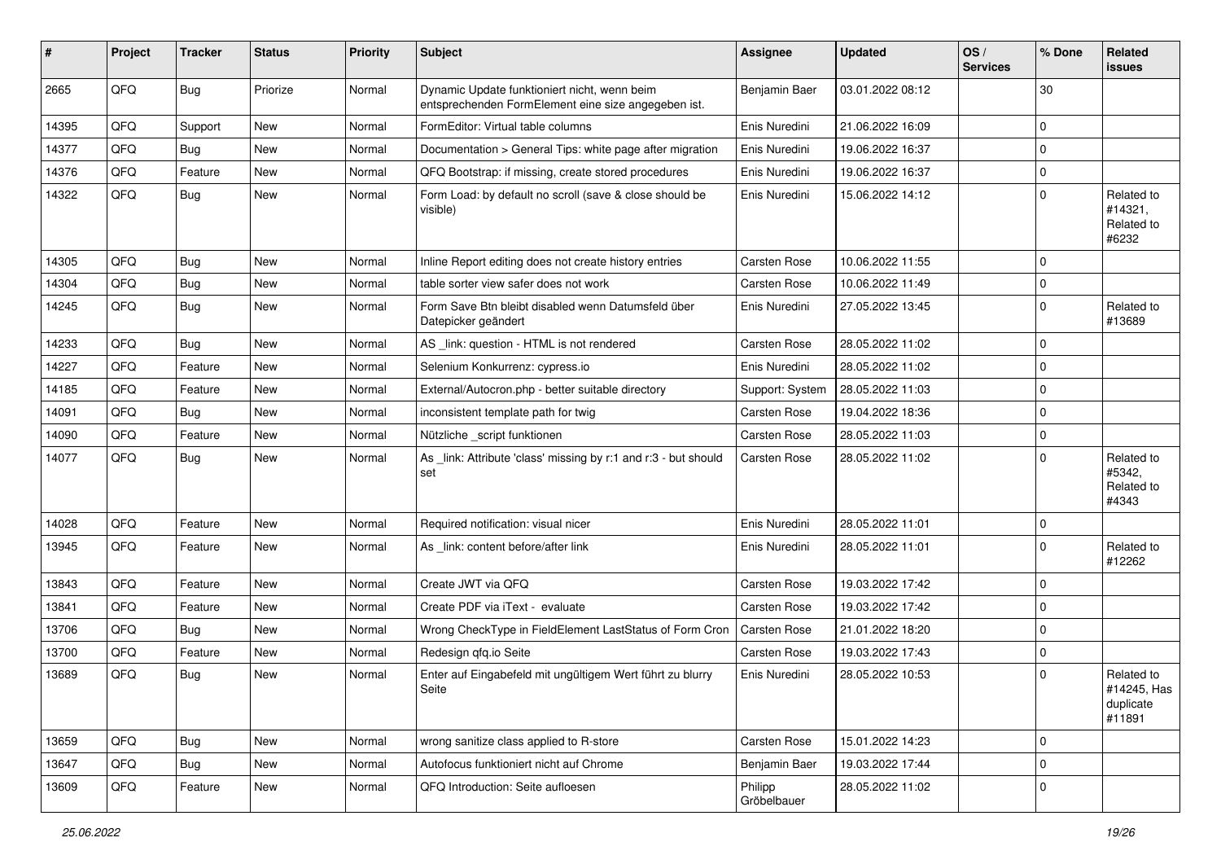| # | Project | Tracker | Status | Priority | Subject | Assignee | Updated | OS / Services | % Done | Related issues |
|---|---|---|---|---|---|---|---|---|---|---|
| 2665 | QFQ | Bug | Priorize | Normal | Dynamic Update funktioniert nicht, wenn beim entsprechenden FormElement eine size angegeben ist. | Benjamin Baer | 03.01.2022 08:12 | | 30 | |
| 14395 | QFQ | Support | New | Normal | FormEditor: Virtual table columns | Enis Nuredini | 21.06.2022 16:09 | | 0 | |
| 14377 | QFQ | Bug | New | Normal | Documentation > General Tips: white page after migration | Enis Nuredini | 19.06.2022 16:37 | | 0 | |
| 14376 | QFQ | Feature | New | Normal | QFQ Bootstrap: if missing, create stored procedures | Enis Nuredini | 19.06.2022 16:37 | | 0 | |
| 14322 | QFQ | Bug | New | Normal | Form Load: by default no scroll (save & close should be visible) | Enis Nuredini | 15.06.2022 14:12 | | 0 | Related to #14321, Related to #6232 |
| 14305 | QFQ | Bug | New | Normal | Inline Report editing does not create history entries | Carsten Rose | 10.06.2022 11:55 | | 0 | |
| 14304 | QFQ | Bug | New | Normal | table sorter view safer does not work | Carsten Rose | 10.06.2022 11:49 | | 0 | |
| 14245 | QFQ | Bug | New | Normal | Form Save Btn bleibt disabled wenn Datumsfeld über Datepicker geändert | Enis Nuredini | 27.05.2022 13:45 | | 0 | Related to #13689 |
| 14233 | QFQ | Bug | New | Normal | AS _link: question - HTML is not rendered | Carsten Rose | 28.05.2022 11:02 | | 0 | |
| 14227 | QFQ | Feature | New | Normal | Selenium Konkurrenz: cypress.io | Enis Nuredini | 28.05.2022 11:02 | | 0 | |
| 14185 | QFQ | Feature | New | Normal | External/Autocron.php - better suitable directory | Support: System | 28.05.2022 11:03 | | 0 | |
| 14091 | QFQ | Bug | New | Normal | inconsistent template path for twig | Carsten Rose | 19.04.2022 18:36 | | 0 | |
| 14090 | QFQ | Feature | New | Normal | Nützliche _script funktionen | Carsten Rose | 28.05.2022 11:03 | | 0 | |
| 14077 | QFQ | Bug | New | Normal | As _link: Attribute 'class' missing by r:1 and r:3 - but should set | Carsten Rose | 28.05.2022 11:02 | | 0 | Related to #5342, Related to #4343 |
| 14028 | QFQ | Feature | New | Normal | Required notification: visual nicer | Enis Nuredini | 28.05.2022 11:01 | | 0 | |
| 13945 | QFQ | Feature | New | Normal | As _link: content before/after link | Enis Nuredini | 28.05.2022 11:01 | | 0 | Related to #12262 |
| 13843 | QFQ | Feature | New | Normal | Create JWT via QFQ | Carsten Rose | 19.03.2022 17:42 | | 0 | |
| 13841 | QFQ | Feature | New | Normal | Create PDF via iText - evaluate | Carsten Rose | 19.03.2022 17:42 | | 0 | |
| 13706 | QFQ | Bug | New | Normal | Wrong CheckType in FieldElement LastStatus of Form Cron | Carsten Rose | 21.01.2022 18:20 | | 0 | |
| 13700 | QFQ | Feature | New | Normal | Redesign qfq.io Seite | Carsten Rose | 19.03.2022 17:43 | | 0 | |
| 13689 | QFQ | Bug | New | Normal | Enter auf Eingabefeld mit ungültigem Wert führt zu blurry Seite | Enis Nuredini | 28.05.2022 10:53 | | 0 | Related to #14245, Has duplicate #11891 |
| 13659 | QFQ | Bug | New | Normal | wrong sanitize class applied to R-store | Carsten Rose | 15.01.2022 14:23 | | 0 | |
| 13647 | QFQ | Bug | New | Normal | Autofocus funktioniert nicht auf Chrome | Benjamin Baer | 19.03.2022 17:44 | | 0 | |
| 13609 | QFQ | Feature | New | Normal | QFQ Introduction: Seite aufloesen | Philipp Gröbelbauer | 28.05.2022 11:02 | | 0 | |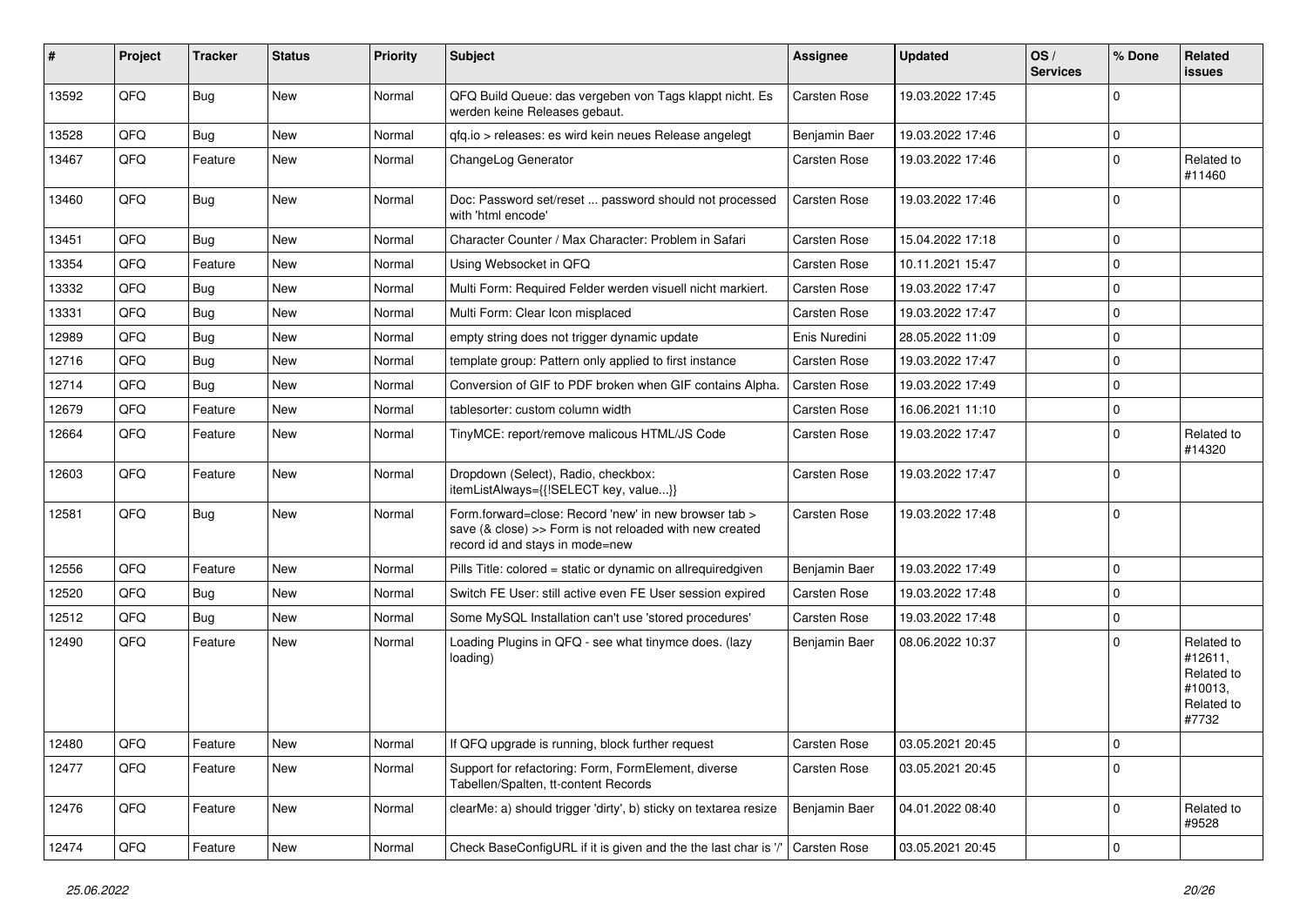| # | Project | Tracker | Status | Priority | Subject | Assignee | Updated | OS / Services | % Done | Related issues |
|---|---|---|---|---|---|---|---|---|---|---|
| 13592 | QFQ | Bug | New | Normal | QFQ Build Queue: das vergeben von Tags klappt nicht. Es werden keine Releases gebaut. | Carsten Rose | 19.03.2022 17:45 | | 0 | |
| 13528 | QFQ | Bug | New | Normal | qfq.io > releases: es wird kein neues Release angelegt | Benjamin Baer | 19.03.2022 17:46 | | 0 | |
| 13467 | QFQ | Feature | New | Normal | ChangeLog Generator | Carsten Rose | 19.03.2022 17:46 | | 0 | Related to #11460 |
| 13460 | QFQ | Bug | New | Normal | Doc: Password set/reset ... password should not processed with 'html encode' | Carsten Rose | 19.03.2022 17:46 | | 0 | |
| 13451 | QFQ | Bug | New | Normal | Character Counter / Max Character: Problem in Safari | Carsten Rose | 15.04.2022 17:18 | | 0 | |
| 13354 | QFQ | Feature | New | Normal | Using Websocket in QFQ | Carsten Rose | 10.11.2021 15:47 | | 0 | |
| 13332 | QFQ | Bug | New | Normal | Multi Form: Required Felder werden visuell nicht markiert. | Carsten Rose | 19.03.2022 17:47 | | 0 | |
| 13331 | QFQ | Bug | New | Normal | Multi Form: Clear Icon misplaced | Carsten Rose | 19.03.2022 17:47 | | 0 | |
| 12989 | QFQ | Bug | New | Normal | empty string does not trigger dynamic update | Enis Nuredini | 28.05.2022 11:09 | | 0 | |
| 12716 | QFQ | Bug | New | Normal | template group: Pattern only applied to first instance | Carsten Rose | 19.03.2022 17:47 | | 0 | |
| 12714 | QFQ | Bug | New | Normal | Conversion of GIF to PDF broken when GIF contains Alpha. | Carsten Rose | 19.03.2022 17:49 | | 0 | |
| 12679 | QFQ | Feature | New | Normal | tablesorter: custom column width | Carsten Rose | 16.06.2021 11:10 | | 0 | |
| 12664 | QFQ | Feature | New | Normal | TinyMCE: report/remove malicous HTML/JS Code | Carsten Rose | 19.03.2022 17:47 | | 0 | Related to #14320 |
| 12603 | QFQ | Feature | New | Normal | Dropdown (Select), Radio, checkbox: itemListAlways={{!SELECT key, value...}} | Carsten Rose | 19.03.2022 17:47 | | 0 | |
| 12581 | QFQ | Bug | New | Normal | Form.forward=close: Record 'new' in new browser tab > save (& close) >> Form is not reloaded with new created record id and stays in mode=new | Carsten Rose | 19.03.2022 17:48 | | 0 | |
| 12556 | QFQ | Feature | New | Normal | Pills Title: colored = static or dynamic on allrequiredgiven | Benjamin Baer | 19.03.2022 17:49 | | 0 | |
| 12520 | QFQ | Bug | New | Normal | Switch FE User: still active even FE User session expired | Carsten Rose | 19.03.2022 17:48 | | 0 | |
| 12512 | QFQ | Bug | New | Normal | Some MySQL Installation can't use 'stored procedures' | Carsten Rose | 19.03.2022 17:48 | | 0 | |
| 12490 | QFQ | Feature | New | Normal | Loading Plugins in QFQ - see what tinymce does. (lazy loading) | Benjamin Baer | 08.06.2022 10:37 | | 0 | Related to #12611, Related to #10013, Related to #7732 |
| 12480 | QFQ | Feature | New | Normal | If QFQ upgrade is running, block further request | Carsten Rose | 03.05.2021 20:45 | | 0 | |
| 12477 | QFQ | Feature | New | Normal | Support for refactoring: Form, FormElement, diverse Tabellen/Spalten, tt-content Records | Carsten Rose | 03.05.2021 20:45 | | 0 | |
| 12476 | QFQ | Feature | New | Normal | clearMe: a) should trigger 'dirty', b) sticky on textarea resize | Benjamin Baer | 04.01.2022 08:40 | | 0 | Related to #9528 |
| 12474 | QFQ | Feature | New | Normal | Check BaseConfigURL if it is given and the the last char is '/' | Carsten Rose | 03.05.2021 20:45 | | 0 | |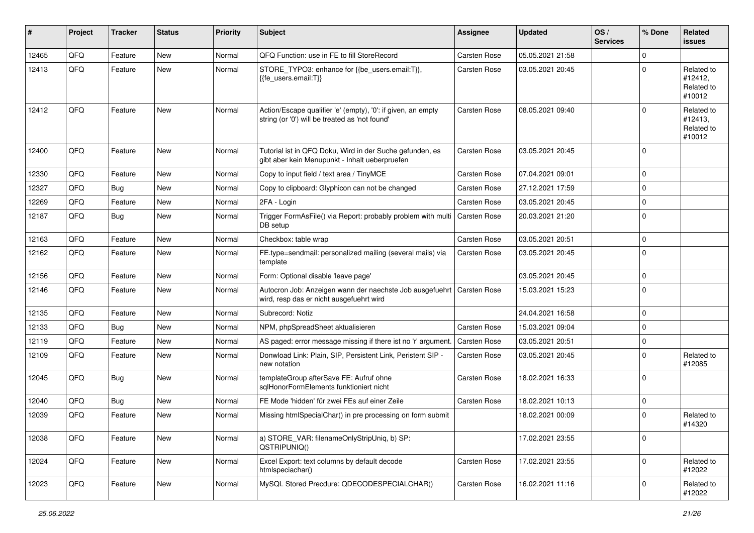| # | Project | Tracker | Status | Priority | Subject | Assignee | Updated | OS / Services | % Done | Related issues |
|---|---|---|---|---|---|---|---|---|---|---|
| 12465 | QFQ | Feature | New | Normal | QFQ Function: use in FE to fill StoreRecord | Carsten Rose | 05.05.2021 21:58 | | 0 | |
| 12413 | QFQ | Feature | New | Normal | STORE_TYPO3: enhance for {{be_users.email:T}}, {{fe_users.email:T}} | Carsten Rose | 03.05.2021 20:45 | | 0 | Related to #12412, Related to #10012 |
| 12412 | QFQ | Feature | New | Normal | Action/Escape qualifier 'e' (empty), '0': if given, an empty string (or '0') will be treated as 'not found' | Carsten Rose | 08.05.2021 09:40 | | 0 | Related to #12413, Related to #10012 |
| 12400 | QFQ | Feature | New | Normal | Tutorial ist in QFQ Doku, Wird in der Suche gefunden, es gibt aber kein Menupunkt - Inhalt ueberpruefen | Carsten Rose | 03.05.2021 20:45 | | 0 | |
| 12330 | QFQ | Feature | New | Normal | Copy to input field / text area / TinyMCE | Carsten Rose | 07.04.2021 09:01 | | 0 | |
| 12327 | QFQ | Bug | New | Normal | Copy to clipboard: Glyphicon can not be changed | Carsten Rose | 27.12.2021 17:59 | | 0 | |
| 12269 | QFQ | Feature | New | Normal | 2FA - Login | Carsten Rose | 03.05.2021 20:45 | | 0 | |
| 12187 | QFQ | Bug | New | Normal | Trigger FormAsFile() via Report: probably problem with multi DB setup | Carsten Rose | 20.03.2021 21:20 | | 0 | |
| 12163 | QFQ | Feature | New | Normal | Checkbox: table wrap | Carsten Rose | 03.05.2021 20:51 | | 0 | |
| 12162 | QFQ | Feature | New | Normal | FE.type=sendmail: personalized mailing (several mails) via template | Carsten Rose | 03.05.2021 20:45 | | 0 | |
| 12156 | QFQ | Feature | New | Normal | Form: Optional disable 'leave page' | | 03.05.2021 20:45 | | 0 | |
| 12146 | QFQ | Feature | New | Normal | Autocron Job: Anzeigen wann der naechste Job ausgefuehrt wird, resp das er nicht ausgefuehrt wird | Carsten Rose | 15.03.2021 15:23 | | 0 | |
| 12135 | QFQ | Feature | New | Normal | Subrecord: Notiz | | 24.04.2021 16:58 | | 0 | |
| 12133 | QFQ | Bug | New | Normal | NPM, phpSpreadSheet aktualisieren | Carsten Rose | 15.03.2021 09:04 | | 0 | |
| 12119 | QFQ | Feature | New | Normal | AS paged: error message missing if there ist no 'r' argument. | Carsten Rose | 03.05.2021 20:51 | | 0 | |
| 12109 | QFQ | Feature | New | Normal | Donwload Link: Plain, SIP, Persistent Link, Peristent SIP - new notation | Carsten Rose | 03.05.2021 20:45 | | 0 | Related to #12085 |
| 12045 | QFQ | Bug | New | Normal | templateGroup afterSave FE: Aufruf ohne sqlHonorFormElements funktioniert nicht | Carsten Rose | 18.02.2021 16:33 | | 0 | |
| 12040 | QFQ | Bug | New | Normal | FE Mode 'hidden' für zwei FEs auf einer Zeile | Carsten Rose | 18.02.2021 10:13 | | 0 | |
| 12039 | QFQ | Feature | New | Normal | Missing htmlSpecialChar() in pre processing on form submit | | 18.02.2021 00:09 | | 0 | Related to #14320 |
| 12038 | QFQ | Feature | New | Normal | a) STORE_VAR: filenameOnlyStripUniq, b) SP: QSTRIPUNIQ() | | 17.02.2021 23:55 | | 0 | |
| 12024 | QFQ | Feature | New | Normal | Excel Export: text columns by default decode htmlspeciachar() | Carsten Rose | 17.02.2021 23:55 | | 0 | Related to #12022 |
| 12023 | QFQ | Feature | New | Normal | MySQL Stored Precdure: QDECODESPECIALCHAR() | Carsten Rose | 16.02.2021 11:16 | | 0 | Related to #12022 |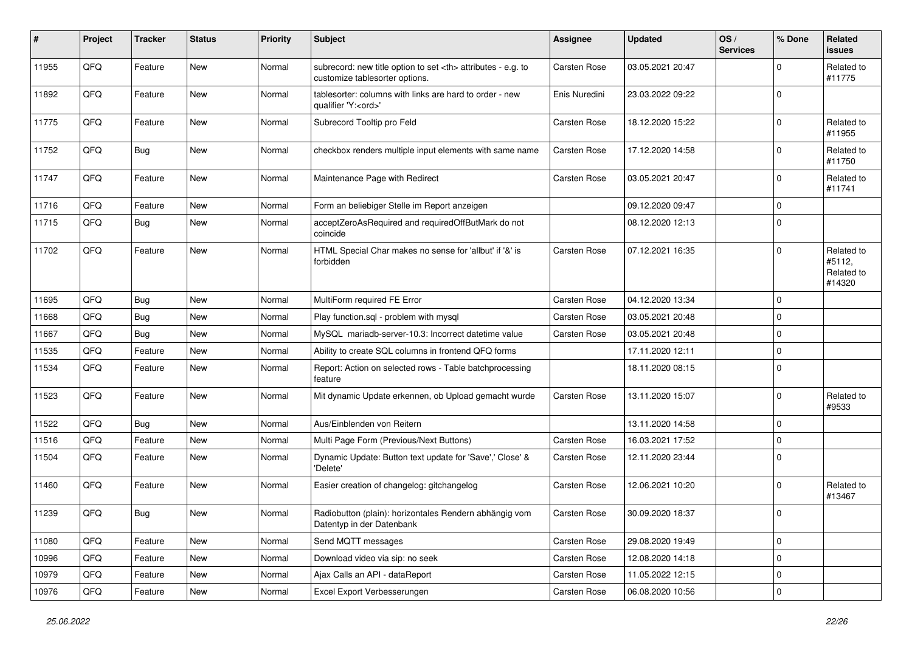| # | Project | Tracker | Status | Priority | Subject | Assignee | Updated | OS / Services | % Done | Related issues |
|---|---|---|---|---|---|---|---|---|---|---|
| 11955 | QFQ | Feature | New | Normal | subrecord: new title option to set <th> attributes - e.g. to customize tablesorter options. | Carsten Rose | 03.05.2021 20:47 | | 0 | Related to #11775 |
| 11892 | QFQ | Feature | New | Normal | tablesorter: columns with links are hard to order - new qualifier 'Y:<ord>' | Enis Nuredini | 23.03.2022 09:22 | | 0 | |
| 11775 | QFQ | Feature | New | Normal | Subrecord Tooltip pro Feld | Carsten Rose | 18.12.2020 15:22 | | 0 | Related to #11955 |
| 11752 | QFQ | Bug | New | Normal | checkbox renders multiple input elements with same name | Carsten Rose | 17.12.2020 14:58 | | 0 | Related to #11750 |
| 11747 | QFQ | Feature | New | Normal | Maintenance Page with Redirect | Carsten Rose | 03.05.2021 20:47 | | 0 | Related to #11741 |
| 11716 | QFQ | Feature | New | Normal | Form an beliebiger Stelle im Report anzeigen | | 09.12.2020 09:47 | | 0 | |
| 11715 | QFQ | Bug | New | Normal | acceptZeroAsRequired and requiredOffButMark do not coincide | | 08.12.2020 12:13 | | 0 | |
| 11702 | QFQ | Feature | New | Normal | HTML Special Char makes no sense for 'allbut' if '&' is forbidden | Carsten Rose | 07.12.2021 16:35 | | 0 | Related to #5112, Related to #14320 |
| 11695 | QFQ | Bug | New | Normal | MultiForm required FE Error | Carsten Rose | 04.12.2020 13:34 | | 0 | |
| 11668 | QFQ | Bug | New | Normal | Play function.sql - problem with mysql | Carsten Rose | 03.05.2021 20:48 | | 0 | |
| 11667 | QFQ | Bug | New | Normal | MySQL mariadb-server-10.3: Incorrect datetime value | Carsten Rose | 03.05.2021 20:48 | | 0 | |
| 11535 | QFQ | Feature | New | Normal | Ability to create SQL columns in frontend QFQ forms | | 17.11.2020 12:11 | | 0 | |
| 11534 | QFQ | Feature | New | Normal | Report: Action on selected rows - Table batchprocessing feature | | 18.11.2020 08:15 | | 0 | |
| 11523 | QFQ | Feature | New | Normal | Mit dynamic Update erkennen, ob Upload gemacht wurde | Carsten Rose | 13.11.2020 15:07 | | 0 | Related to #9533 |
| 11522 | QFQ | Bug | New | Normal | Aus/Einblenden von Reitern | | 13.11.2020 14:58 | | 0 | |
| 11516 | QFQ | Feature | New | Normal | Multi Page Form (Previous/Next Buttons) | Carsten Rose | 16.03.2021 17:52 | | 0 | |
| 11504 | QFQ | Feature | New | Normal | Dynamic Update: Button text update for 'Save',' Close' & 'Delete' | Carsten Rose | 12.11.2020 23:44 | | 0 | |
| 11460 | QFQ | Feature | New | Normal | Easier creation of changelog: gitchangelog | Carsten Rose | 12.06.2021 10:20 | | 0 | Related to #13467 |
| 11239 | QFQ | Bug | New | Normal | Radiobutton (plain): horizontales Rendern abhängig vom Datentyp in der Datenbank | Carsten Rose | 30.09.2020 18:37 | | 0 | |
| 11080 | QFQ | Feature | New | Normal | Send MQTT messages | Carsten Rose | 29.08.2020 19:49 | | 0 | |
| 10996 | QFQ | Feature | New | Normal | Download video via sip: no seek | Carsten Rose | 12.08.2020 14:18 | | 0 | |
| 10979 | QFQ | Feature | New | Normal | Ajax Calls an API - dataReport | Carsten Rose | 11.05.2022 12:15 | | 0 | |
| 10976 | QFQ | Feature | New | Normal | Excel Export Verbesserungen | Carsten Rose | 06.08.2020 10:56 | | 0 | |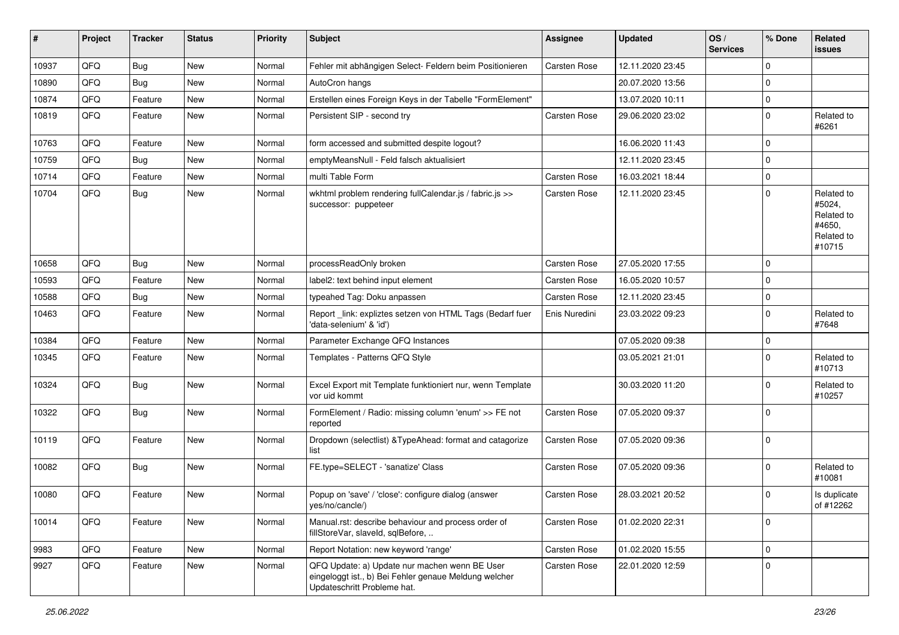| # | Project | Tracker | Status | Priority | Subject | Assignee | Updated | OS / Services | % Done | Related issues |
|---|---|---|---|---|---|---|---|---|---|---|
| 10937 | QFQ | Bug | New | Normal | Fehler mit abhängigen Select- Feldern beim Positionieren | Carsten Rose | 12.11.2020 23:45 | | 0 | |
| 10890 | QFQ | Bug | New | Normal | AutoCron hangs | | 20.07.2020 13:56 | | 0 | |
| 10874 | QFQ | Feature | New | Normal | Erstellen eines Foreign Keys in der Tabelle "FormElement" | | 13.07.2020 10:11 | | 0 | |
| 10819 | QFQ | Feature | New | Normal | Persistent SIP - second try | Carsten Rose | 29.06.2020 23:02 | | 0 | Related to #6261 |
| 10763 | QFQ | Feature | New | Normal | form accessed and submitted despite logout? | | 16.06.2020 11:43 | | 0 | |
| 10759 | QFQ | Bug | New | Normal | emptyMeansNull - Feld falsch aktualisiert | | 12.11.2020 23:45 | | 0 | |
| 10714 | QFQ | Feature | New | Normal | multi Table Form | Carsten Rose | 16.03.2021 18:44 | | 0 | |
| 10704 | QFQ | Bug | New | Normal | wkhtml problem rendering fullCalendar.js / fabric.js >> successor: puppeteer | Carsten Rose | 12.11.2020 23:45 | | 0 | Related to #5024, Related to #4650, Related to #10715 |
| 10658 | QFQ | Bug | New | Normal | processReadOnly broken | Carsten Rose | 27.05.2020 17:55 | | 0 | |
| 10593 | QFQ | Feature | New | Normal | label2: text behind input element | Carsten Rose | 16.05.2020 10:57 | | 0 | |
| 10588 | QFQ | Bug | New | Normal | typeahed Tag: Doku anpassen | Carsten Rose | 12.11.2020 23:45 | | 0 | |
| 10463 | QFQ | Feature | New | Normal | Report _link: expliztes setzen von HTML Tags (Bedarf fuer 'data-selenium' & 'id') | Enis Nuredini | 23.03.2022 09:23 | | 0 | Related to #7648 |
| 10384 | QFQ | Feature | New | Normal | Parameter Exchange QFQ Instances | | 07.05.2020 09:38 | | 0 | |
| 10345 | QFQ | Feature | New | Normal | Templates - Patterns QFQ Style | | 03.05.2021 21:01 | | 0 | Related to #10713 |
| 10324 | QFQ | Bug | New | Normal | Excel Export mit Template funktioniert nur, wenn Template vor uid kommt | | 30.03.2020 11:20 | | 0 | Related to #10257 |
| 10322 | QFQ | Bug | New | Normal | FormElement / Radio: missing column 'enum' >> FE not reported | Carsten Rose | 07.05.2020 09:37 | | 0 | |
| 10119 | QFQ | Feature | New | Normal | Dropdown (selectlist) &TypeAhead: format and catagorize list | Carsten Rose | 07.05.2020 09:36 | | 0 | |
| 10082 | QFQ | Bug | New | Normal | FE.type=SELECT - 'sanatize' Class | Carsten Rose | 07.05.2020 09:36 | | 0 | Related to #10081 |
| 10080 | QFQ | Feature | New | Normal | Popup on 'save' / 'close': configure dialog (answer yes/no/cancle/) | Carsten Rose | 28.03.2021 20:52 | | 0 | Is duplicate of #12262 |
| 10014 | QFQ | Feature | New | Normal | Manual.rst: describe behaviour and process order of fillStoreVar, slaveId, sqlBefore, .. | Carsten Rose | 01.02.2020 22:31 | | 0 | |
| 9983 | QFQ | Feature | New | Normal | Report Notation: new keyword 'range' | Carsten Rose | 01.02.2020 15:55 | | 0 | |
| 9927 | QFQ | Feature | New | Normal | QFQ Update: a) Update nur machen wenn BE User eingeloggt ist., b) Bei Fehler genaue Meldung welcher Updateschritt Probleme hat. | Carsten Rose | 22.01.2020 12:59 | | 0 | |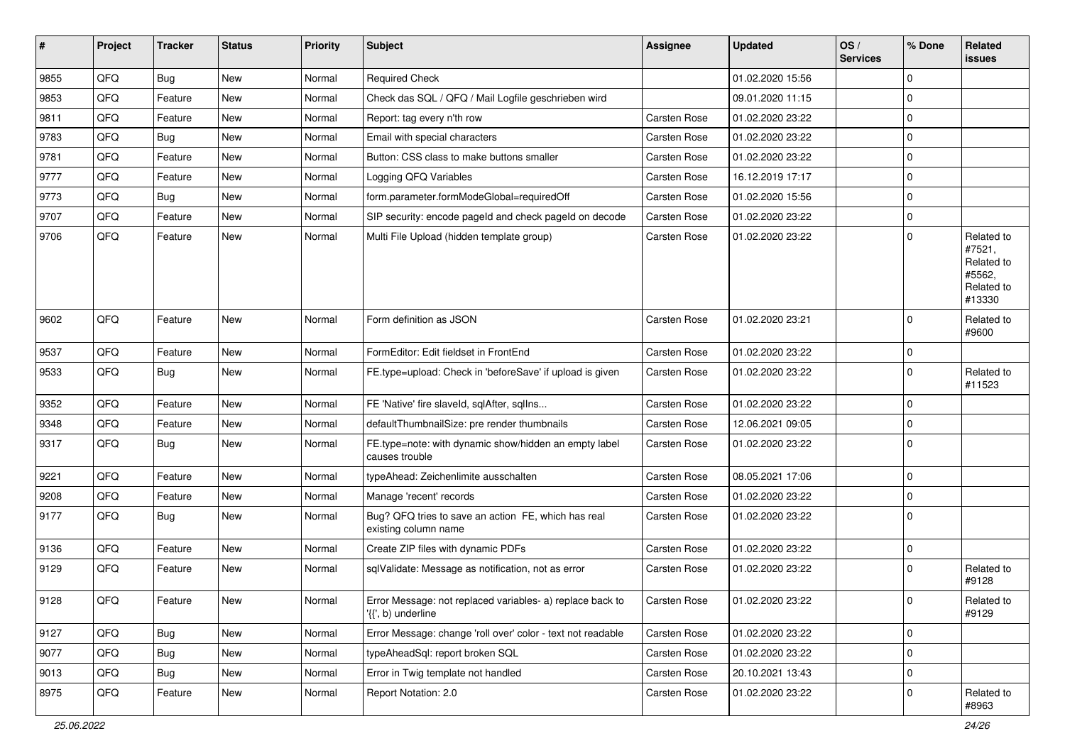| # | Project | Tracker | Status | Priority | Subject | Assignee | Updated | OS / Services | % Done | Related issues |
|---|---|---|---|---|---|---|---|---|---|---|
| 9855 | QFQ | Bug | New | Normal | Required Check | | 01.02.2020 15:56 | | 0 | |
| 9853 | QFQ | Feature | New | Normal | Check das SQL / QFQ / Mail Logfile geschrieben wird | | 09.01.2020 11:15 | | 0 | |
| 9811 | QFQ | Feature | New | Normal | Report: tag every n'th row | Carsten Rose | 01.02.2020 23:22 | | 0 | |
| 9783 | QFQ | Bug | New | Normal | Email with special characters | Carsten Rose | 01.02.2020 23:22 | | 0 | |
| 9781 | QFQ | Feature | New | Normal | Button: CSS class to make buttons smaller | Carsten Rose | 01.02.2020 23:22 | | 0 | |
| 9777 | QFQ | Feature | New | Normal | Logging QFQ Variables | Carsten Rose | 16.12.2019 17:17 | | 0 | |
| 9773 | QFQ | Bug | New | Normal | form.parameter.formModeGlobal=requiredOff | Carsten Rose | 01.02.2020 15:56 | | 0 | |
| 9707 | QFQ | Feature | New | Normal | SIP security: encode pageId and check pageId on decode | Carsten Rose | 01.02.2020 23:22 | | 0 | |
| 9706 | QFQ | Feature | New | Normal | Multi File Upload (hidden template group) | Carsten Rose | 01.02.2020 23:22 | | 0 | Related to #7521, Related to #5562, Related to #13330 |
| 9602 | QFQ | Feature | New | Normal | Form definition as JSON | Carsten Rose | 01.02.2020 23:21 | | 0 | Related to #9600 |
| 9537 | QFQ | Feature | New | Normal | FormEditor: Edit fieldset in FrontEnd | Carsten Rose | 01.02.2020 23:22 | | 0 | |
| 9533 | QFQ | Bug | New | Normal | FE.type=upload: Check in 'beforeSave' if upload is given | Carsten Rose | 01.02.2020 23:22 | | 0 | Related to #11523 |
| 9352 | QFQ | Feature | New | Normal | FE 'Native' fire slaveId, sqlAfter, sqlIns... | Carsten Rose | 01.02.2020 23:22 | | 0 | |
| 9348 | QFQ | Feature | New | Normal | defaultThumbnailSize: pre render thumbnails | Carsten Rose | 12.06.2021 09:05 | | 0 | |
| 9317 | QFQ | Bug | New | Normal | FE.type=note: with dynamic show/hidden an empty label causes trouble | Carsten Rose | 01.02.2020 23:22 | | 0 | |
| 9221 | QFQ | Feature | New | Normal | typeAhead: Zeichenlimite ausschalten | Carsten Rose | 08.05.2021 17:06 | | 0 | |
| 9208 | QFQ | Feature | New | Normal | Manage 'recent' records | Carsten Rose | 01.02.2020 23:22 | | 0 | |
| 9177 | QFQ | Bug | New | Normal | Bug? QFQ tries to save an action FE, which has real existing column name | Carsten Rose | 01.02.2020 23:22 | | 0 | |
| 9136 | QFQ | Feature | New | Normal | Create ZIP files with dynamic PDFs | Carsten Rose | 01.02.2020 23:22 | | 0 | |
| 9129 | QFQ | Feature | New | Normal | sqlValidate: Message as notification, not as error | Carsten Rose | 01.02.2020 23:22 | | 0 | Related to #9128 |
| 9128 | QFQ | Feature | New | Normal | Error Message: not replaced variables- a) replace back to '{{', b) underline | Carsten Rose | 01.02.2020 23:22 | | 0 | Related to #9129 |
| 9127 | QFQ | Bug | New | Normal | Error Message: change 'roll over' color - text not readable | Carsten Rose | 01.02.2020 23:22 | | 0 | |
| 9077 | QFQ | Bug | New | Normal | typeAheadSql: report broken SQL | Carsten Rose | 01.02.2020 23:22 | | 0 | |
| 9013 | QFQ | Bug | New | Normal | Error in Twig template not handled | Carsten Rose | 20.10.2021 13:43 | | 0 | |
| 8975 | QFQ | Feature | New | Normal | Report Notation: 2.0 | Carsten Rose | 01.02.2020 23:22 | | 0 | Related to #8963 |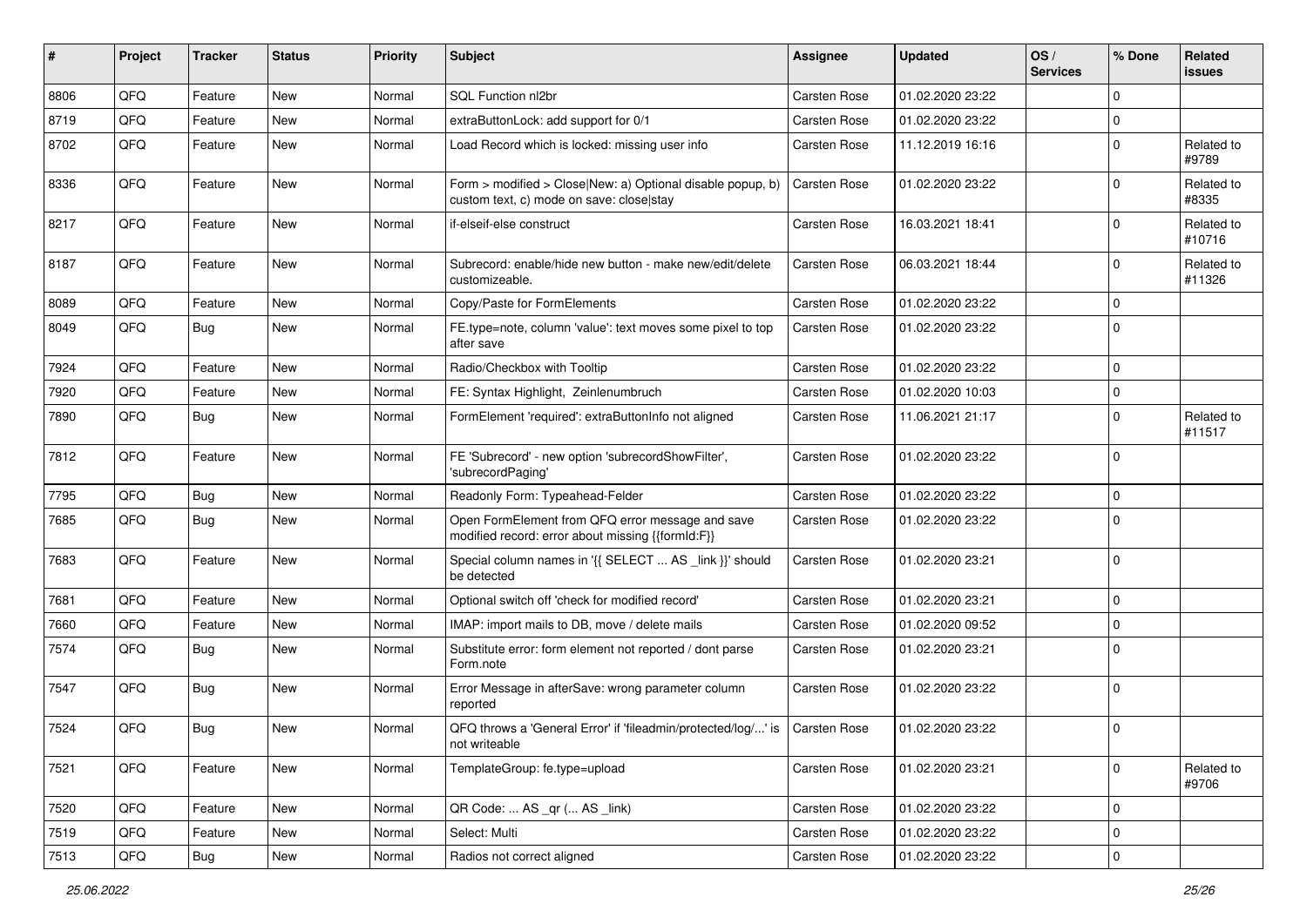| # | Project | Tracker | Status | Priority | Subject | Assignee | Updated | OS / Services | % Done | Related issues |
|---|---|---|---|---|---|---|---|---|---|---|
| 8806 | QFQ | Feature | New | Normal | SQL Function nl2br | Carsten Rose | 01.02.2020 23:22 | | 0 | |
| 8719 | QFQ | Feature | New | Normal | extraButtonLock: add support for 0/1 | Carsten Rose | 01.02.2020 23:22 | | 0 | |
| 8702 | QFQ | Feature | New | Normal | Load Record which is locked: missing user info | Carsten Rose | 11.12.2019 16:16 | | 0 | Related to #9789 |
| 8336 | QFQ | Feature | New | Normal | Form > modified > Close\|New: a) Optional disable popup, b) custom text, c) mode on save: close\|stay | Carsten Rose | 01.02.2020 23:22 | | 0 | Related to #8335 |
| 8217 | QFQ | Feature | New | Normal | if-elseif-else construct | Carsten Rose | 16.03.2021 18:41 | | 0 | Related to #10716 |
| 8187 | QFQ | Feature | New | Normal | Subrecord: enable/hide new button - make new/edit/delete customizeable. | Carsten Rose | 06.03.2021 18:44 | | 0 | Related to #11326 |
| 8089 | QFQ | Feature | New | Normal | Copy/Paste for FormElements | Carsten Rose | 01.02.2020 23:22 | | 0 | |
| 8049 | QFQ | Bug | New | Normal | FE.type=note, column 'value': text moves some pixel to top after save | Carsten Rose | 01.02.2020 23:22 | | 0 | |
| 7924 | QFQ | Feature | New | Normal | Radio/Checkbox with Tooltip | Carsten Rose | 01.02.2020 23:22 | | 0 | |
| 7920 | QFQ | Feature | New | Normal | FE: Syntax Highlight, Zeinlenumbruch | Carsten Rose | 01.02.2020 10:03 | | 0 | |
| 7890 | QFQ | Bug | New | Normal | FormElement 'required': extraButtonInfo not aligned | Carsten Rose | 11.06.2021 21:17 | | 0 | Related to #11517 |
| 7812 | QFQ | Feature | New | Normal | FE 'Subrecord' - new option 'subrecordShowFilter', 'subrecordPaging' | Carsten Rose | 01.02.2020 23:22 | | 0 | |
| 7795 | QFQ | Bug | New | Normal | Readonly Form: Typeahead-Felder | Carsten Rose | 01.02.2020 23:22 | | 0 | |
| 7685 | QFQ | Bug | New | Normal | Open FormElement from QFQ error message and save modified record: error about missing {{formId:F}} | Carsten Rose | 01.02.2020 23:22 | | 0 | |
| 7683 | QFQ | Feature | New | Normal | Special column names in '{{ SELECT ... AS _link }}' should be detected | Carsten Rose | 01.02.2020 23:21 | | 0 | |
| 7681 | QFQ | Feature | New | Normal | Optional switch off 'check for modified record' | Carsten Rose | 01.02.2020 23:21 | | 0 | |
| 7660 | QFQ | Feature | New | Normal | IMAP: import mails to DB, move / delete mails | Carsten Rose | 01.02.2020 09:52 | | 0 | |
| 7574 | QFQ | Bug | New | Normal | Substitute error: form element not reported / dont parse Form.note | Carsten Rose | 01.02.2020 23:21 | | 0 | |
| 7547 | QFQ | Bug | New | Normal | Error Message in afterSave: wrong parameter column reported | Carsten Rose | 01.02.2020 23:22 | | 0 | |
| 7524 | QFQ | Bug | New | Normal | QFQ throws a 'General Error' if 'fileadmin/protected/log/...' is not writeable | Carsten Rose | 01.02.2020 23:22 | | 0 | |
| 7521 | QFQ | Feature | New | Normal | TemplateGroup: fe.type=upload | Carsten Rose | 01.02.2020 23:21 | | 0 | Related to #9706 |
| 7520 | QFQ | Feature | New | Normal | QR Code: ... AS _qr ( ... AS _link) | Carsten Rose | 01.02.2020 23:22 | | 0 | |
| 7519 | QFQ | Feature | New | Normal | Select: Multi | Carsten Rose | 01.02.2020 23:22 | | 0 | |
| 7513 | QFQ | Bug | New | Normal | Radios not correct aligned | Carsten Rose | 01.02.2020 23:22 | | 0 | |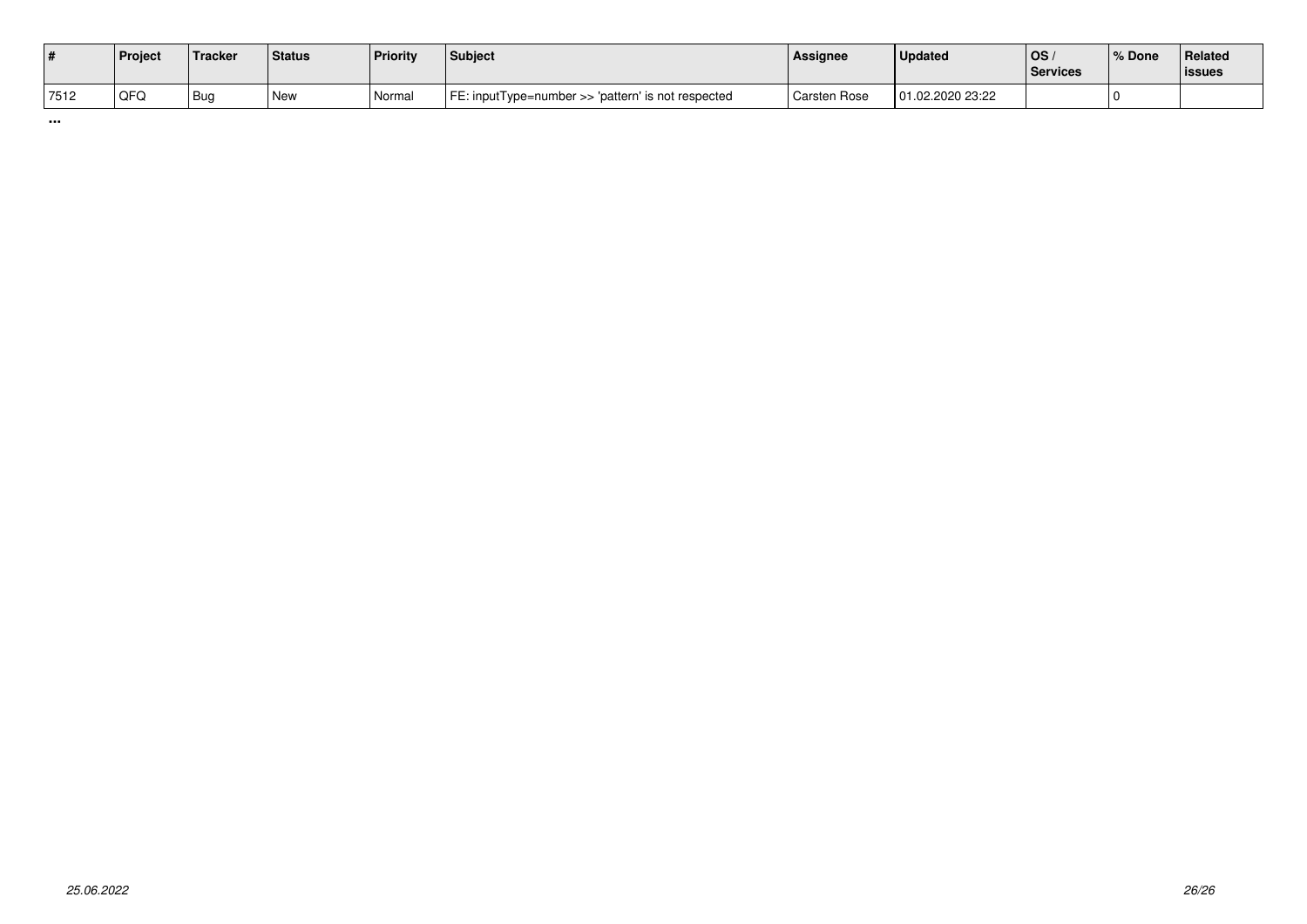| # | Project | Tracker | Status | Priority | Subject | Assignee | Updated | OS / Services | % Done | Related issues |
|---|---|---|---|---|---|---|---|---|---|---|
| 7512 | QFQ | Bug | New | Normal | FE: inputType=number >> 'pattern' is not respected | Carsten Rose | 01.02.2020 23:22 | | 0 | |

...